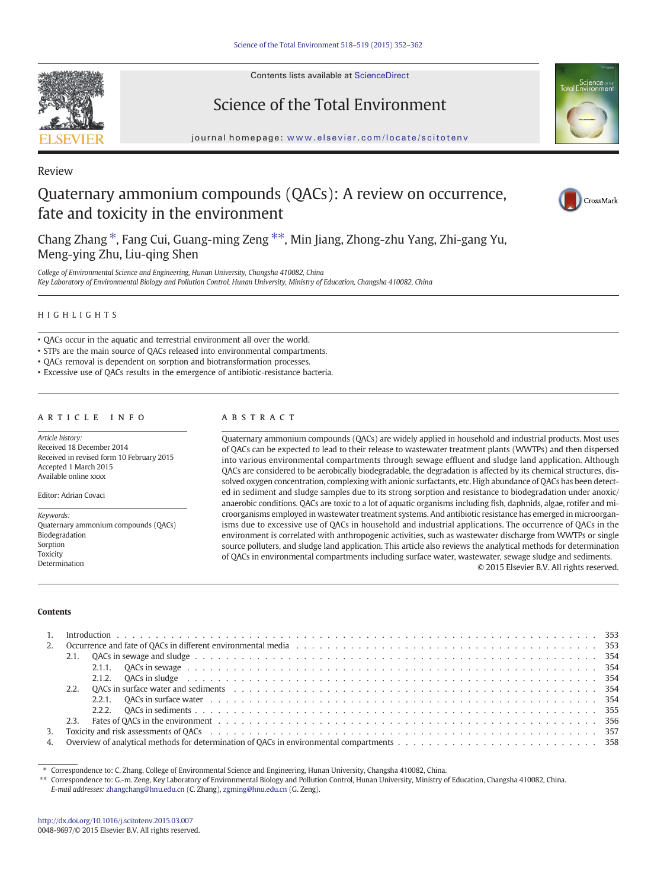Review

# Quaternary ammonium compounds (QACs): A review on occurrence, fate and toxicity in the environment

Chang Zhang *, Fang Cui, Guang-ming Zeng **, Min Jiang, Zhong-zhu Yang, Zhi-gang Yu, Meng-ying Zhu, Liu-qing Shen

*College of Environmental Science and Engineering, Hunan University, Changsha 410082, China*
*Key Laboratory of Environmental Biology and Pollution Control, Hunan University, Ministry of Education, Changsha 410082, China*

## HIGHLIGHTS

- QACs occur in the aquatic and terrestrial environment all over the world.
- STPs are the main source of QACs released into environmental compartments.
- QACs removal is dependent on sorption and biotransformation processes.
- Excessive use of QACs results in the emergence of antibiotic-resistance bacteria.

## ARTICLE INFO

*Article history:*
Received 18 December 2014
Received in revised form 10 February 2015
Accepted 1 March 2015
Available online xxxx

Editor: Adrian Covaci

*Keywords:*
Quaternary ammonium compounds (QACs)
Biodegradation
Sorption
Toxicity
Determination

## ABSTRACT

Quaternary ammonium compounds (QACs) are widely applied in household and industrial products. Most uses of QACs can be expected to lead to their release to wastewater treatment plants (WWTPs) and then dispersed into various environmental compartments through sewage effluent and sludge land application. Although QACs are considered to be aerobically biodegradable, the degradation is affected by its chemical structures, dissolved oxygen concentration, complexing with anionic surfactants, etc. High abundance of QACs has been detected in sediment and sludge samples due to its strong sorption and resistance to biodegradation under anoxic/anaerobic conditions. QACs are toxic to a lot of aquatic organisms including fish, daphnids, algae, rotifer and microorganisms employed in wastewater treatment systems. And antibiotic resistance has emerged in microorganisms due to excessive use of QACs in household and industrial applications. The occurrence of QACs in the environment is correlated with anthropogenic activities, such as wastewater discharge from WWTPs or single source polluters, and sludge land application. This article also reviews the analytical methods for determination of QACs in environmental compartments including surface water, wastewater, sewage sludge and sediments.

© 2015 Elsevier B.V. All rights reserved.

## Contents

1. Introduction . . . 353
2. Occurrence and fate of QACs in different environmental media . . . 353
   - 2.1. QACs in sewage and sludge . . . 354
     - 2.1.1. QACs in sewage . . . 354
     - 2.1.2. QACs in sludge . . . 354
   - 2.2. QACs in surface water and sediments . . . 354
     - 2.2.1. QACs in surface water . . . 354
     - 2.2.2. QACs in sediments . . . 355
   - 2.3. Fates of QACs in the environment . . . 356
3. Toxicity and risk assessments of QACs . . . 357
4. Overview of analytical methods for determination of QACs in environmental compartments . . . 358

\* Correspondence to: C. Zhang, College of Environmental Science and Engineering, Hunan University, Changsha 410082, China.
\*\* Correspondence to: G.-m. Zeng, Key Laboratory of Environmental Biology and Pollution Control, Hunan University, Ministry of Education, Changsha 410082, China.
*E-mail addresses:* zhangchang@hnu.edu.cn (C. Zhang), zgming@hnu.edu.cn (G. Zeng).

http://dx.doi.org/10.1016/j.scitotenv.2015.03.007
0048-9697/© 2015 Elsevier B.V. All rights reserved.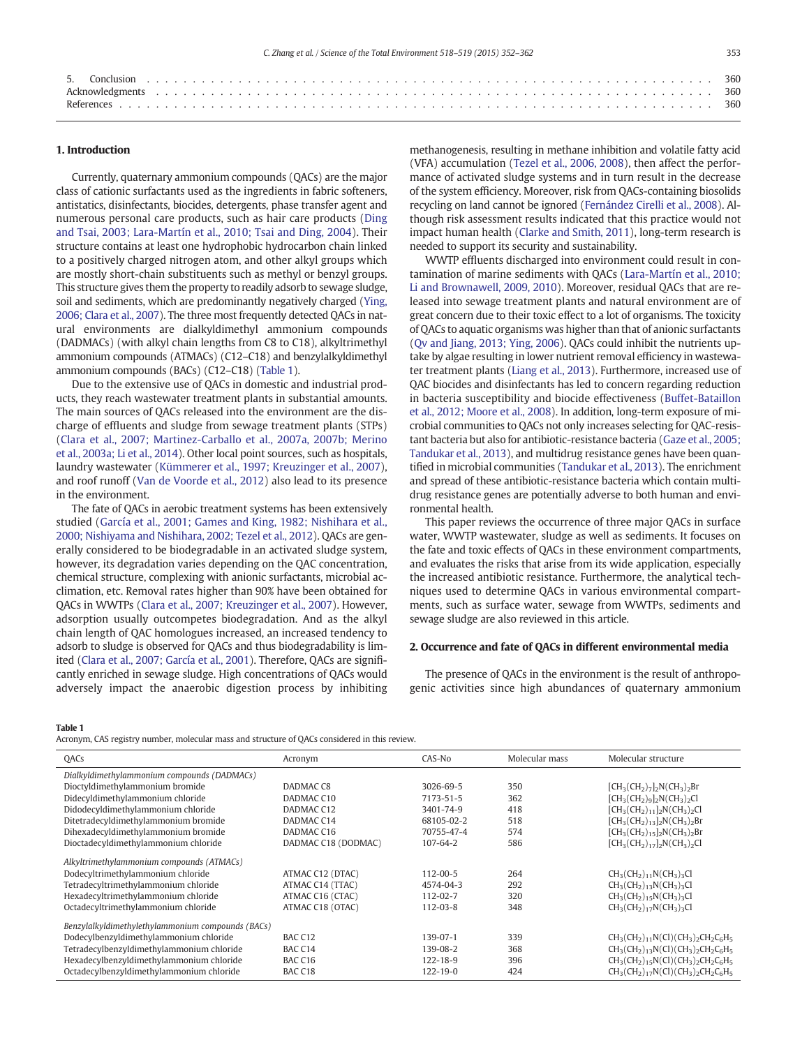| | | |
|---|---|---|
| 5. | Conclusion | 360 |
| | Acknowledgments | 360 |
| | References | 360 |

## 1. Introduction

Currently, quaternary ammonium compounds (QACs) are the major class of cationic surfactants used as the ingredients in fabric softeners, antistatics, disinfectants, biocides, detergents, phase transfer agent and numerous personal care products, such as hair care products (Ding and Tsai, 2003; Lara-Martín et al., 2010; Tsai and Ding, 2004). Their structure contains at least one hydrophobic hydrocarbon chain linked to a positively charged nitrogen atom, and other alkyl groups which are mostly short-chain substituents such as methyl or benzyl groups. This structure gives them the property to readily adsorb to sewage sludge, soil and sediments, which are predominantly negatively charged (Ying, 2006; Clara et al., 2007). The three most frequently detected QACs in natural environments are dialkyldimethyl ammonium compounds (DADMACs) (with alkyl chain lengths from C8 to C18), alkyltrimethyl ammonium compounds (ATMACs) (C12–C18) and benzylalkyldimethyl ammonium compounds (BACs) (C12–C18) (Table 1).

Due to the extensive use of QACs in domestic and industrial products, they reach wastewater treatment plants in substantial amounts. The main sources of QACs released into the environment are the discharge of effluents and sludge from sewage treatment plants (STPs) (Clara et al., 2007; Martinez-Carballo et al., 2007a, 2007b; Merino et al., 2003a; Li et al., 2014). Other local point sources, such as hospitals, laundry wastewater (Kümmerer et al., 1997; Kreuzinger et al., 2007), and roof runoff (Van de Voorde et al., 2012) also lead to its presence in the environment.

The fate of QACs in aerobic treatment systems has been extensively studied (García et al., 2001; Games and King, 1982; Nishihara et al., 2000; Nishiyama and Nishihara, 2002; Tezel et al., 2012). QACs are generally considered to be biodegradable in an activated sludge system, however, its degradation varies depending on the QAC concentration, chemical structure, complexing with anionic surfactants, microbial acclimation, etc. Removal rates higher than 90% have been obtained for QACs in WWTPs (Clara et al., 2007; Kreuzinger et al., 2007). However, adsorption usually outcompetes biodegradation. And as the alkyl chain length of QAC homologues increased, an increased tendency to adsorb to sludge is observed for QACs and thus biodegradability is limited (Clara et al., 2007; García et al., 2001). Therefore, QACs are significantly enriched in sewage sludge. High concentrations of QACs would adversely impact the anaerobic digestion process by inhibiting methanogenesis, resulting in methane inhibition and volatile fatty acid (VFA) accumulation (Tezel et al., 2006, 2008), then affect the performance of activated sludge systems and in turn result in the decrease of the system efficiency. Moreover, risk from QACs-containing biosolids recycling on land cannot be ignored (Fernández Cirelli et al., 2008). Although risk assessment results indicated that this practice would not impact human health (Clarke and Smith, 2011), long-term research is needed to support its security and sustainability.

WWTP effluents discharged into environment could result in contamination of marine sediments with QACs (Lara-Martín et al., 2010; Li and Brownawell, 2009, 2010). Moreover, residual QACs that are released into sewage treatment plants and natural environment are of great concern due to their toxic effect to a lot of organisms. The toxicity of QACs to aquatic organisms was higher than that of anionic surfactants (Qv and Jiang, 2013; Ying, 2006). QACs could inhibit the nutrients uptake by algae resulting in lower nutrient removal efficiency in wastewater treatment plants (Liang et al., 2013). Furthermore, increased use of QAC biocides and disinfectants has led to concern regarding reduction in bacteria susceptibility and biocide effectiveness (Buffet-Bataillon et al., 2012; Moore et al., 2008). In addition, long-term exposure of microbial communities to QACs not only increases selecting for QAC-resistant bacteria but also for antibiotic-resistance bacteria (Gaze et al., 2005; Tandukar et al., 2013), and multidrug resistance genes have been quantified in microbial communities (Tandukar et al., 2013). The enrichment and spread of these antibiotic-resistance bacteria which contain multidrug resistance genes are potentially adverse to both human and environmental health.

This paper reviews the occurrence of three major QACs in surface water, WWTP wastewater, sludge as well as sediments. It focuses on the fate and toxic effects of QACs in these environment compartments, and evaluates the risks that arise from its wide application, especially the increased antibiotic resistance. Furthermore, the analytical techniques used to determine QACs in various environmental compartments, such as surface water, sewage from WWTPs, sediments and sewage sludge are also reviewed in this article.

## 2. Occurrence and fate of QACs in different environmental media

The presence of QACs in the environment is the result of anthropogenic activities since high abundances of quaternary ammonium

**Table 1**
Acronym, CAS registry number, molecular mass and structure of QACs considered in this review.

| QACs | Acronym | CAS-No | Molecular mass | Molecular structure |
|---|---|---|---|---|
| *Dialkyldimethylammonium compounds (DADMACs)* | | | | |
| Dioctyldimethylammonium bromide | DADMAC C8 | 3026-69-5 | 350 | $[CH_3(CH_2)_7]_2N(CH_3)_2Br$ |
| Didecyldimethylammonium chloride | DADMAC C10 | 7173-51-5 | 362 | $[CH_3(CH_2)_9]_2N(CH_3)_2Cl$ |
| Didodecyldimethylammonium chloride | DADMAC C12 | 3401-74-9 | 418 | $[CH_3(CH_2)_{11}]_2N(CH_3)_2Cl$ |
| Ditetradecyldimethylammonium bromide | DADMAC C14 | 68105-02-2 | 518 | $[CH_3(CH_2)_{13}]_2N(CH_3)_2Br$ |
| Dihexadecyldimethylammonium bromide | DADMAC C16 | 70755-47-4 | 574 | $[CH_3(CH_2)_{15}]_2N(CH_3)_2Br$ |
| Dioctadecyldimethylammonium chloride | DADMAC C18 (DODMAC) | 107-64-2 | 586 | $[CH_3(CH_2)_{17}]_2N(CH_3)_2Cl$ |
| *Alkyltrimethylammonium compounds (ATMACs)* | | | | |
| Dodecyltrimethylammonium chloride | ATMAC C12 (DTAC) | 112-00-5 | 264 | $CH_3(CH_2)_{11}N(CH_3)_3Cl$ |
| Tetradecyltrimethylammonium chloride | ATMAC C14 (TTAC) | 4574-04-3 | 292 | $CH_3(CH_2)_{13}N(CH_3)_3Cl$ |
| Hexadecyltrimethylammonium chloride | ATMAC C16 (CTAC) | 112-02-7 | 320 | $CH_3(CH_2)_{15}N(CH_3)_3Cl$ |
| Octadecyltrimethylammonium chloride | ATMAC C18 (OTAC) | 112-03-8 | 348 | $CH_3(CH_2)_{17}N(CH_3)_3Cl$ |
| *Benzylalkyldimethylethylammonium compounds (BACs)* | | | | |
| Dodecylbenzyldimethylammonium chloride | BAC C12 | 139-07-1 | 339 | $CH_3(CH_2)_{11}N(Cl)(CH_3)_2CH_2C_6H_5$ |
| Tetradecylbenzyldimethylammonium chloride | BAC C14 | 139-08-2 | 368 | $CH_3(CH_2)_{13}N(Cl)(CH_3)_2CH_2C_6H_5$ |
| Hexadecylbenzyldimethylammonium chloride | BAC C16 | 122-18-9 | 396 | $CH_3(CH_2)_{15}N(Cl)(CH_3)_2CH_2C_6H_5$ |
| Octadecylbenzyldimethylammonium chloride | BAC C18 | 122-19-0 | 424 | $CH_3(CH_2)_{17}N(Cl)(CH_3)_2CH_2C_6H_5$ |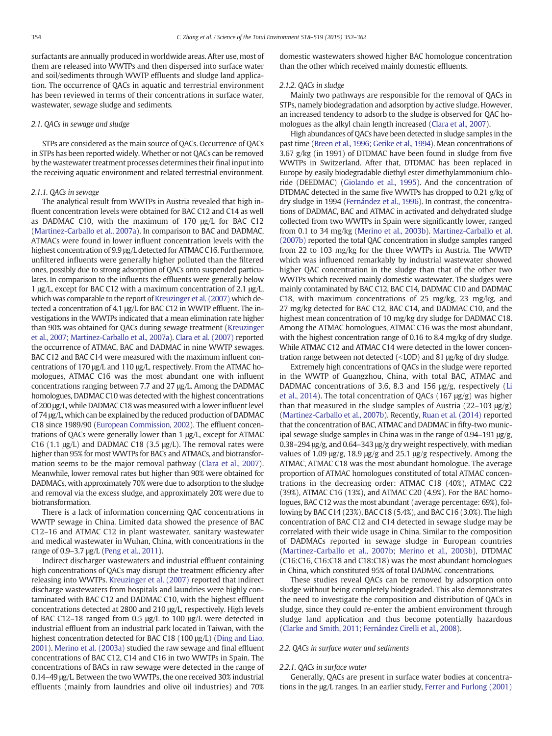surfactants are annually produced in worldwide areas. After use, most of them are released into WWTPs and then dispersed into surface water and soil/sediments through WWTP effluents and sludge land application. The occurrence of QACs in aquatic and terrestrial environment has been reviewed in terms of their concentrations in surface water, wastewater, sewage sludge and sediments.

## 2.1. QACs in sewage and sludge

STPs are considered as the main source of QACs. Occurrence of QACs in STPs has been reported widely. Whether or not QACs can be removed by the wastewater treatment processes determines their final input into the receiving aquatic environment and related terrestrial environment.

### 2.1.1. QACs in sewage

The analytical result from WWTPs in Austria revealed that high influent concentration levels were obtained for BAC C12 and C14 as well as DADMAC C10, with the maximum of 170 μg/L for BAC C12 (Martinez-Carballo et al., 2007a). In comparison to BAC and DADMAC, ATMACs were found in lower influent concentration levels with the highest concentration of 9.9 μg/L detected for ATMAC C16. Furthermore, unfiltered influents were generally higher polluted than the filtered ones, possibly due to strong adsorption of QACs onto suspended particulates. In comparison to the influents the effluents were generally below 1 μg/L, except for BAC C12 with a maximum concentration of 2.1 μg/L, which was comparable to the report of Kreuzinger et al. (2007) which detected a concentration of 4.1 μg/L for BAC C12 in WWTP effluent. The investigations in the WWTPs indicated that a mean elimination rate higher than 90% was obtained for QACs during sewage treatment (Kreuzinger et al., 2007; Martinez-Carballo et al., 2007a). Clara et al. (2007) reported the occurrence of ATMAC, BAC and DADMAC in nine WWTP sewages. BAC C12 and BAC C14 were measured with the maximum influent concentrations of 170 μg/L and 110 μg/L, respectively. From the ATMAC homologues, ATMAC C16 was the most abundant one with influent concentrations ranging between 7.7 and 27 μg/L. Among the DADMAC homologues, DADMAC C10 was detected with the highest concentrations of 200 μg/L, while DADMAC C18 was measured with a lower influent level of 74 μg/L, which can be explained by the reduced production of DADMAC C18 since 1989/90 (European Commission, 2002). The effluent concentrations of QACs were generally lower than 1 μg/L, except for ATMAC C16 (1.1 μg/L) and DADMAC C18 (3.5 μg/L). The removal rates were higher than 95% for most WWTPs for BACs and ATMACs, and biotransformation seems to be the major removal pathway (Clara et al., 2007). Meanwhile, lower removal rates but higher than 90% were obtained for DADMACs, with approximately 70% were due to adsorption to the sludge and removal via the excess sludge, and approximately 20% were due to biotransformation.

There is a lack of information concerning QAC concentrations in WWTP sewage in China. Limited data showed the presence of BAC C12–16 and ATMAC C12 in plant wastewater, sanitary wastewater and medical wastewater in Wuhan, China, with concentrations in the range of 0.9–3.7 μg/L (Peng et al., 2011).

Indirect discharger wastewaters and industrial effluent containing high concentrations of QACs may disrupt the treatment efficiency after releasing into WWTPs. Kreuzinger et al. (2007) reported that indirect discharge wastewaters from hospitals and laundries were highly contaminated with BAC C12 and DADMAC C10, with the highest effluent concentrations detected at 2800 and 210 μg/L, respectively. High levels of BAC C12–18 ranged from 0.5 μg/L to 100 μg/L were detected in industrial effluent from an industrial park located in Taiwan, with the highest concentration detected for BAC C18 (100 μg/L) (Ding and Liao, 2001). Merino et al. (2003a) studied the raw sewage and final effluent concentrations of BAC C12, C14 and C16 in two WWTPs in Spain. The concentrations of BACs in raw sewage were detected in the range of 0.14–49 μg/L. Between the two WWTPs, the one received 30% industrial effluents (mainly from laundries and olive oil industries) and 70% domestic wastewaters showed higher BAC homologue concentration than the other which received mainly domestic effluents.

### 2.1.2. QACs in sludge

Mainly two pathways are responsible for the removal of QACs in STPs, namely biodegradation and adsorption by active sludge. However, an increased tendency to adsorb to the sludge is observed for QAC homologues as the alkyl chain length increased (Clara et al., 2007).

High abundances of QACs have been detected in sludge samples in the past time (Breen et al., 1996; Gerike et al., 1994). Mean concentrations of 3.67 g/kg (in 1991) of DTDMAC have been found in sludge from five WWTPs in Switzerland. After that, DTDMAC has been replaced in Europe by easily biodegradable diethyl ester dimethylammonium chloride (DEEDMAC) (Giolando et al., 1995). And the concentration of DTDMAC detected in the same five WWTPs has dropped to 0.21 g/kg of dry sludge in 1994 (Fernández et al., 1996). In contrast, the concentrations of DADMAC, BAC and ATMAC in activated and dehydrated sludge collected from two WWTPs in Spain were significantly lower, ranged from 0.1 to 34 mg/kg (Merino et al., 2003b). Martinez-Carballo et al. (2007b) reported the total QAC concentration in sludge samples ranged from 22 to 103 mg/kg for the three WWTPs in Austria. The WWTP which was influenced remarkably by industrial wastewater showed higher QAC concentration in the sludge than that of the other two WWTPs which received mainly domestic wastewater. The sludges were mainly contaminated by BAC C12, BAC C14, DADMAC C10 and DADMAC C18, with maximum concentrations of 25 mg/kg, 23 mg/kg, and 27 mg/kg detected for BAC C12, BAC C14, and DADMAC C10, and the highest mean concentration of 10 mg/kg dry sludge for DADMAC C18. Among the ATMAC homologues, ATMAC C16 was the most abundant, with the highest concentration range of 0.16 to 8.4 mg/kg of dry sludge. While ATMAC C12 and ATMAC C14 were detected in the lower concentration range between not detected (<LOD) and 81 μg/kg of dry sludge.

Extremely high concentrations of QACs in the sludge were reported in the WWTP of Guangzhou, China, with total BAC, ATMAC and DADMAC concentrations of 3.6, 8.3 and 156 μg/g, respectively (Li et al., 2014). The total concentration of QACs (167 μg/g) was higher than that measured in the sludge samples of Austria (22–103 μg/g) (Martinez-Carballo et al., 2007b). Recently, Ruan et al. (2014) reported that the concentration of BAC, ATMAC and DADMAC in fifty-two municipal sewage sludge samples in China was in the range of 0.94–191 μg/g, 0.38–294 μg/g, and 0.64–343 μg/g dry weight respectively, with median values of 1.09 μg/g, 18.9 μg/g and 25.1 μg/g respectively. Among the ATMAC, ATMAC C18 was the most abundant homologue. The average proportion of ATMAC homologues constituted of total ATMAC concentrations in the decreasing order: ATMAC C18 (40%), ATMAC C22 (39%), ATMAC C16 (13%), and ATMAC C20 (4.9%). For the BAC homologues, BAC C12 was the most abundant (average percentage: 69%), following by BAC C14 (23%), BAC C18 (5.4%), and BAC C16 (3.0%). The high concentration of BAC C12 and C14 detected in sewage sludge may be correlated with their wide usage in China. Similar to the composition of DADMACs reported in sewage sludge in European countries (Martinez-Carballo et al., 2007b; Merino et al., 2003b), DTDMAC (C16:C16, C16:C18 and C18:C18) was the most abundant homologues in China, which constituted 95% of total DADMAC concentrations.

These studies reveal QACs can be removed by adsorption onto sludge without being completely biodegraded. This also demonstrates the need to investigate the composition and distribution of QACs in sludge, since they could re-enter the ambient environment through sludge land application and thus become potentially hazardous (Clarke and Smith, 2011; Fernández Cirelli et al., 2008).

## 2.2. QACs in surface water and sediments

### 2.2.1. QACs in surface water

Generally, QACs are present in surface water bodies at concentrations in the μg/L ranges. In an earlier study, Ferrer and Furlong (2001)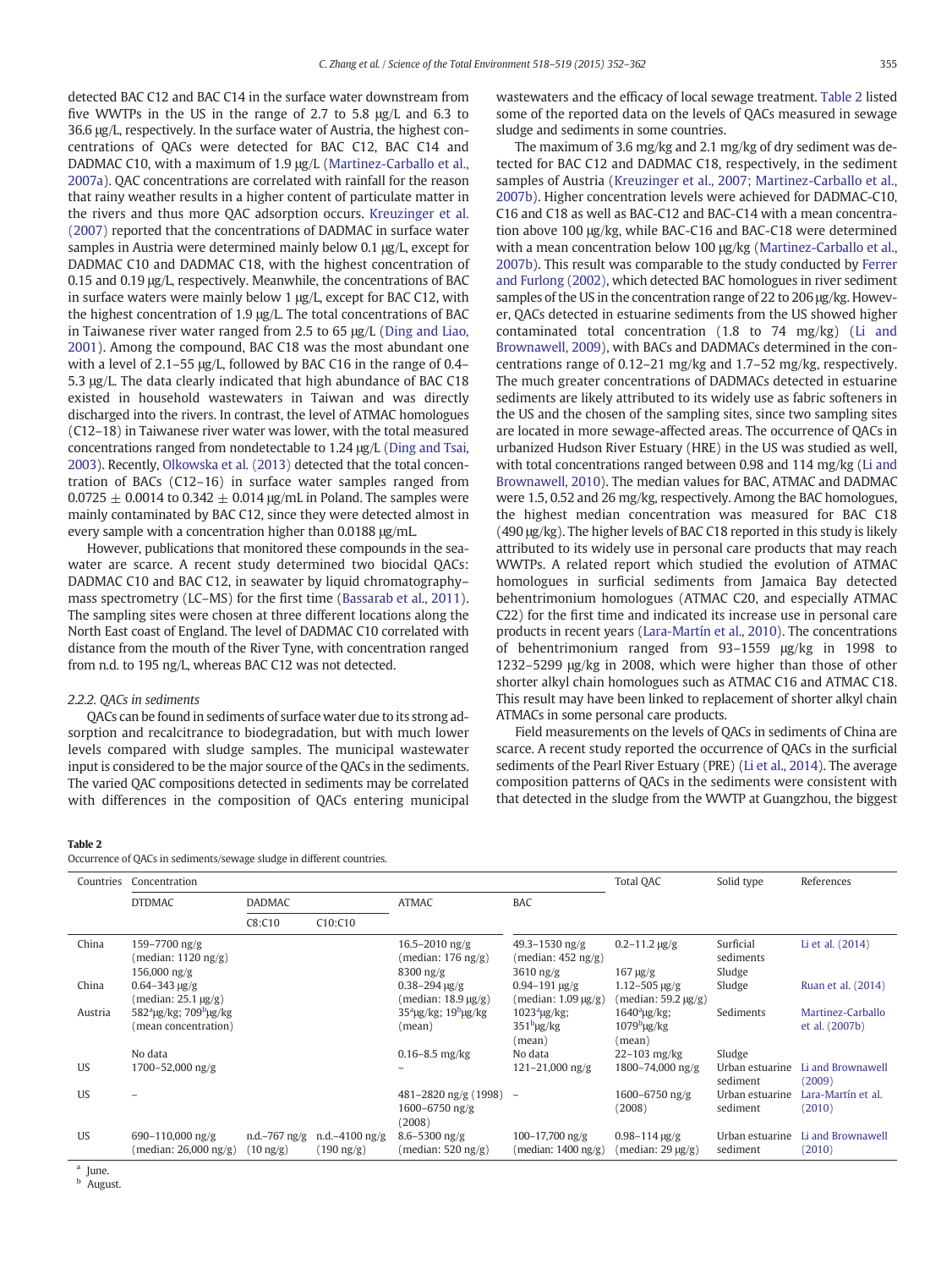detected BAC C12 and BAC C14 in the surface water downstream from five WWTPs in the US in the range of 2.7 to 5.8 μg/L and 6.3 to 36.6 μg/L, respectively. In the surface water of Austria, the highest concentrations of QACs were detected for BAC C12, BAC C14 and DADMAC C10, with a maximum of 1.9 μg/L (Martinez-Carballo et al., 2007a). QAC concentrations are correlated with rainfall for the reason that rainy weather results in a higher content of particulate matter in the rivers and thus more QAC adsorption occurs. Kreuzinger et al. (2007) reported that the concentrations of DADMAC in surface water samples in Austria were determined mainly below 0.1 μg/L, except for DADMAC C10 and DADMAC C18, with the highest concentration of 0.15 and 0.19 μg/L, respectively. Meanwhile, the concentrations of BAC in surface waters were mainly below 1 μg/L, except for BAC C12, with the highest concentration of 1.9 μg/L. The total concentrations of BAC in Taiwanese river water ranged from 2.5 to 65 μg/L (Ding and Liao, 2001). Among the compound, BAC C18 was the most abundant one with a level of 2.1–55 μg/L, followed by BAC C16 in the range of 0.4–5.3 μg/L. The data clearly indicated that high abundance of BAC C18 existed in household wastewaters in Taiwan and was directly discharged into the rivers. In contrast, the level of ATMAC homologues (C12–18) in Taiwanese river water was lower, with the total measured concentrations ranged from nondetectable to 1.24 μg/L (Ding and Tsai, 2003). Recently, Olkowska et al. (2013) detected that the total concentration of BACs (C12–16) in surface water samples ranged from $0.0725 \pm 0.0014$ to $0.342 \pm 0.014$ μg/mL in Poland. The samples were mainly contaminated by BAC C12, since they were detected almost in every sample with a concentration higher than 0.0188 μg/mL.

However, publications that monitored these compounds in the seawater are scarce. A recent study determined two biocidal QACs: DADMAC C10 and BAC C12, in seawater by liquid chromatography–mass spectrometry (LC–MS) for the first time (Bassarab et al., 2011). The sampling sites were chosen at three different locations along the North East coast of England. The level of DADMAC C10 correlated with distance from the mouth of the River Tyne, with concentration ranged from n.d. to 195 ng/L, whereas BAC C12 was not detected.

#### 2.2.2. QACs in sediments

QACs can be found in sediments of surface water due to its strong adsorption and recalcitrance to biodegradation, but with much lower levels compared with sludge samples. The municipal wastewater input is considered to be the major source of the QACs in the sediments. The varied QAC compositions detected in sediments may be correlated with differences in the composition of QACs entering municipal wastewaters and the efficacy of local sewage treatment. Table 2 listed some of the reported data on the levels of QACs measured in sewage sludge and sediments in some countries.

The maximum of 3.6 mg/kg and 2.1 mg/kg of dry sediment was detected for BAC C12 and DADMAC C18, respectively, in the sediment samples of Austria (Kreuzinger et al., 2007; Martinez-Carballo et al., 2007b). Higher concentration levels were achieved for DADMAC-C10, C16 and C18 as well as BAC-C12 and BAC-C14 with a mean concentration above 100 μg/kg, while BAC-C16 and BAC-C18 were determined with a mean concentration below 100 μg/kg (Martinez-Carballo et al., 2007b). This result was comparable to the study conducted by Ferrer and Furlong (2002), which detected BAC homologues in river sediment samples of the US in the concentration range of 22 to 206 μg/kg. However, QACs detected in estuarine sediments from the US showed higher contaminated total concentration (1.8 to 74 mg/kg) (Li and Brownawell, 2009), with BACs and DADMACs determined in the concentrations range of 0.12–21 mg/kg and 1.7–52 mg/kg, respectively. The much greater concentrations of DADMACs detected in estuarine sediments are likely attributed to its widely use as fabric softeners in the US and the chosen of the sampling sites, since two sampling sites are located in more sewage-affected areas. The occurrence of QACs in urbanized Hudson River Estuary (HRE) in the US was studied as well, with total concentrations ranged between 0.98 and 114 mg/kg (Li and Brownawell, 2010). The median values for BAC, ATMAC and DADMAC were 1.5, 0.52 and 26 mg/kg, respectively. Among the BAC homologues, the highest median concentration was measured for BAC C18 (490 μg/kg). The higher levels of BAC C18 reported in this study is likely attributed to its widely use in personal care products that may reach WWTPs. A related report which studied the evolution of ATMAC homologues in surficial sediments from Jamaica Bay detected behentrimonium homologues (ATMAC C20, and especially ATMAC C22) for the first time and indicated its increase use in personal care products in recent years (Lara-Martín et al., 2010). The concentrations of behentrimonium ranged from 93–1559 μg/kg in 1998 to 1232–5299 μg/kg in 2008, which were higher than those of other shorter alkyl chain homologues such as ATMAC C16 and ATMAC C18. This result may have been linked to replacement of shorter alkyl chain ATMACs in some personal care products.

Field measurements on the levels of QACs in sediments of China are scarce. A recent study reported the occurrence of QACs in the surficial sediments of the Pearl River Estuary (PRE) (Li et al., 2014). The average composition patterns of QACs in the sediments were consistent with that detected in the sludge from the WWTP at Guangzhou, the biggest

**Table 2**
Occurrence of QACs in sediments/sewage sludge in different countries.

| Countries | Concentration | | | | | Total QAC | Solid type | References |
|---|---|---|---|---|---|---|---|---|
| | DTDMAC | DADMAC | | ATMAC | BAC | | | |
| | | C8:C10 | C10:C10 | | | | | |
| China | 159–7700 ng/g (median: 1120 ng/g) | | | 16.5–2010 ng/g (median: 176 ng/g) | 49.3–1530 ng/g (median: 452 ng/g) | 0.2–11.2 μg/g | Surficial sediments | Li et al. (2014) |
| | 156,000 ng/g | | | 8300 ng/g | 3610 ng/g | 167 μg/g | Sludge | |
| China | 0.64–343 μg/g (median: 25.1 μg/g) | | | 0.38–294 μg/g (median: 18.9 μg/g) | 0.94–191 μg/g (median: 1.09 μg/g) | 1.12–505 μg/g (median: 59.2 μg/g) | Sludge | Ruan et al. (2014) |
| Austria | 582[a]μg/kg; 709[b]μg/kg (mean concentration) | | | 35[a]μg/kg; 19[b]μg/kg (mean) | 1023[a]μg/kg; 351[b]μg/kg (mean) | 1640[a]μg/kg; 1079[b]μg/kg (mean) | Sediments | Martinez-Carballo et al. (2007b) |
| | No data | | | 0.16–8.5 mg/kg | No data | 22–103 mg/kg | Sludge | |
| US | 1700–52,000 ng/g | | | – | 121–21,000 ng/g | 1800–74,000 ng/g | Urban estuarine sediment | Li and Brownawell (2009) |
| US | – | | | 481–2820 ng/g (1998) 1600–6750 ng/g (2008) | – | 1600–6750 ng/g (2008) | Urban estuarine sediment | Lara-Martín et al. (2010) |
| US | 690–110,000 ng/g (median: 26,000 ng/g) | n.d.–767 ng/g (10 ng/g) | n.d.–4100 ng/g (190 ng/g) | 8.6–5300 ng/g (median: 520 ng/g) | 100–17,700 ng/g (median: 1400 ng/g) | 0.98–114 μg/g (median: 29 μg/g) | Urban estuarine sediment | Li and Brownawell (2010) |

[a] June.
[b] August.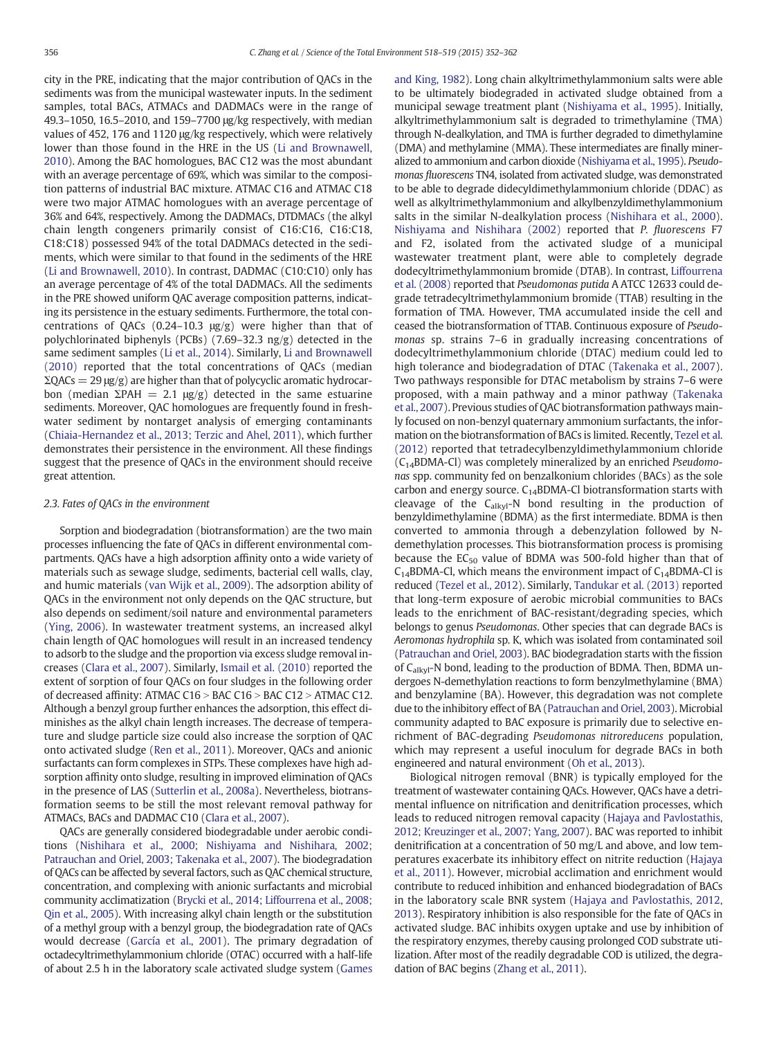city in the PRE, indicating that the major contribution of QACs in the sediments was from the municipal wastewater inputs. In the sediment samples, total BACs, ATMACs and DADMACs were in the range of 49.3–1050, 16.5–2010, and 159–7700 μg/kg respectively, with median values of 452, 176 and 1120 μg/kg respectively, which were relatively lower than those found in the HRE in the US (Li and Brownawell, 2010). Among the BAC homologues, BAC C12 was the most abundant with an average percentage of 69%, which was similar to the composition patterns of industrial BAC mixture. ATMAC C16 and ATMAC C18 were two major ATMAC homologues with an average percentage of 36% and 64%, respectively. Among the DADMACs, DTDMACs (the alkyl chain length congeners primarily consist of C16:C16, C16:C18, C18:C18) possessed 94% of the total DADMACs detected in the sediments, which were similar to that found in the sediments of the HRE (Li and Brownawell, 2010). In contrast, DADMAC (C10:C10) only has an average percentage of 4% of the total DADMACs. All the sediments in the PRE showed uniform QAC average composition patterns, indicating its persistence in the estuary sediments. Furthermore, the total concentrations of QACs (0.24–10.3 μg/g) were higher than that of polychlorinated biphenyls (PCBs) (7.69–32.3 ng/g) detected in the same sediment samples (Li et al., 2014). Similarly, Li and Brownawell (2010) reported that the total concentrations of QACs (median ΣQACs = 29 μg/g) are higher than that of polycyclic aromatic hydrocarbon (median ΣPAH = 2.1 μg/g) detected in the same estuarine sediments. Moreover, QAC homologues are frequently found in freshwater sediment by nontarget analysis of emerging contaminants (Chiaia-Hernandez et al., 2013; Terzic and Ahel, 2011), which further demonstrates their persistence in the environment. All these findings suggest that the presence of QACs in the environment should receive great attention.

### 2.3. Fates of QACs in the environment

Sorption and biodegradation (biotransformation) are the two main processes influencing the fate of QACs in different environmental compartments. QACs have a high adsorption affinity onto a wide variety of materials such as sewage sludge, sediments, bacterial cell walls, clay, and humic materials (van Wijk et al., 2009). The adsorption ability of QACs in the environment not only depends on the QAC structure, but also depends on sediment/soil nature and environmental parameters (Ying, 2006). In wastewater treatment systems, an increased alkyl chain length of QAC homologues will result in an increased tendency to adsorb to the sludge and the proportion via excess sludge removal increases (Clara et al., 2007). Similarly, Ismail et al. (2010) reported the extent of sorption of four QACs on four sludges in the following order of decreased affinity: ATMAC C16 > BAC C16 > BAC C12 > ATMAC C12. Although a benzyl group further enhances the adsorption, this effect diminishes as the alkyl chain length increases. The decrease of temperature and sludge particle size could also increase the sorption of QAC onto activated sludge (Ren et al., 2011). Moreover, QACs and anionic surfactants can form complexes in STPs. These complexes have high adsorption affinity onto sludge, resulting in improved elimination of QACs in the presence of LAS (Sutterlin et al., 2008a). Nevertheless, biotransformation seems to be still the most relevant removal pathway for ATMACs, BACs and DADMAC C10 (Clara et al., 2007).

QACs are generally considered biodegradable under aerobic conditions (Nishihara et al., 2000; Nishiyama and Nishihara, 2002; Patrauchan and Oriel, 2003; Takenaka et al., 2007). The biodegradation of QACs can be affected by several factors, such as QAC chemical structure, concentration, and complexing with anionic surfactants and microbial community acclimatization (Brycki et al., 2014; Liffourrena et al., 2008; Qin et al., 2005). With increasing alkyl chain length or the substitution of a methyl group with a benzyl group, the biodegradation rate of QACs would decrease (García et al., 2001). The primary degradation of octadecyltrimethylammonium chloride (OTAC) occurred with a half-life of about 2.5 h in the laboratory scale activated sludge system (Games and King, 1982). Long chain alkyltrimethylammonium salts were able to be ultimately biodegraded in activated sludge obtained from a municipal sewage treatment plant (Nishiyama et al., 1995). Initially, alkyltrimethylammonium salt is degraded to trimethylamine (TMA) through N-dealkylation, and TMA is further degraded to dimethylamine (DMA) and methylamine (MMA). These intermediates are finally mineralized to ammonium and carbon dioxide (Nishiyama et al., 1995). *Pseudomonas fluorescens* TN4, isolated from activated sludge, was demonstrated to be able to degrade didecyldimethylammonium chloride (DDAC) as well as alkyltrimethylammonium and alkylbenzyldimethylammonium salts in the similar N-dealkylation process (Nishihara et al., 2000). Nishiyama and Nishihara (2002) reported that *P. fluorescens* F7 and F2, isolated from the activated sludge of a municipal wastewater treatment plant, were able to completely degrade dodecyltrimethylammonium bromide (DTAB). In contrast, Liffourrena et al. (2008) reported that *Pseudomonas putida* A ATCC 12633 could degrade tetradecyltrimethylammonium bromide (TTAB) resulting in the formation of TMA. However, TMA accumulated inside the cell and ceased the biotransformation of TTAB. Continuous exposure of *Pseudomonas* sp. strains 7–6 in gradually increasing concentrations of dodecyltrimethylammonium chloride (DTAC) medium could led to high tolerance and biodegradation of DTAC (Takenaka et al., 2007). Two pathways responsible for DTAC metabolism by strains 7–6 were proposed, with a main pathway and a minor pathway (Takenaka et al., 2007). Previous studies of QAC biotransformation pathways mainly focused on non-benzyl quaternary ammonium surfactants, the information on the biotransformation of BACs is limited. Recently, Tezel et al. (2012) reported that tetradecylbenzyldimethylammonium chloride ($C_{14}$BDMA-Cl) was completely mineralized by an enriched *Pseudomonas* spp. community fed on benzalkonium chlorides (BACs) as the sole carbon and energy source. $C_{14}$BDMA-Cl biotransformation starts with cleavage of the $C_{alkyl}$-N bond resulting in the production of benzyldimethylamine (BDMA) as the first intermediate. BDMA is then converted to ammonia through a debenzylation followed by N-demethylation processes. This biotransformation process is promising because the $EC_{50}$ value of BDMA was 500-fold higher than that of $C_{14}$BDMA-Cl, which means the environment impact of $C_{14}$BDMA-Cl is reduced (Tezel et al., 2012). Similarly, Tandukar et al. (2013) reported that long-term exposure of aerobic microbial communities to BACs leads to the enrichment of BAC-resistant/degrading species, which belongs to genus *Pseudomonas*. Other species that can degrade BACs is *Aeromonas hydrophila* sp. K, which was isolated from contaminated soil (Patrauchan and Oriel, 2003). BAC biodegradation starts with the fission of $C_{alkyl}$-N bond, leading to the production of BDMA. Then, BDMA undergoes N-demethylation reactions to form benzylmethylamine (BMA) and benzylamine (BA). However, this degradation was not complete due to the inhibitory effect of BA (Patrauchan and Oriel, 2003). Microbial community adapted to BAC exposure is primarily due to selective enrichment of BAC-degrading *Pseudomonas nitroreducens* population, which may represent a useful inoculum for degrade BACs in both engineered and natural environment (Oh et al., 2013).

Biological nitrogen removal (BNR) is typically employed for the treatment of wastewater containing QACs. However, QACs have a detrimental influence on nitrification and denitrification processes, which leads to reduced nitrogen removal capacity (Hajaya and Pavlostathis, 2012; Kreuzinger et al., 2007; Yang, 2007). BAC was reported to inhibit denitrification at a concentration of 50 mg/L and above, and low temperatures exacerbate its inhibitory effect on nitrite reduction (Hajaya et al., 2011). However, microbial acclimation and enrichment would contribute to reduced inhibition and enhanced biodegradation of BACs in the laboratory scale BNR system (Hajaya and Pavlostathis, 2012, 2013). Respiratory inhibition is also responsible for the fate of QACs in activated sludge. BAC inhibits oxygen uptake and use by inhibition of the respiratory enzymes, thereby causing prolonged COD substrate utilization. After most of the readily degradable COD is utilized, the degradation of BAC begins (Zhang et al., 2011).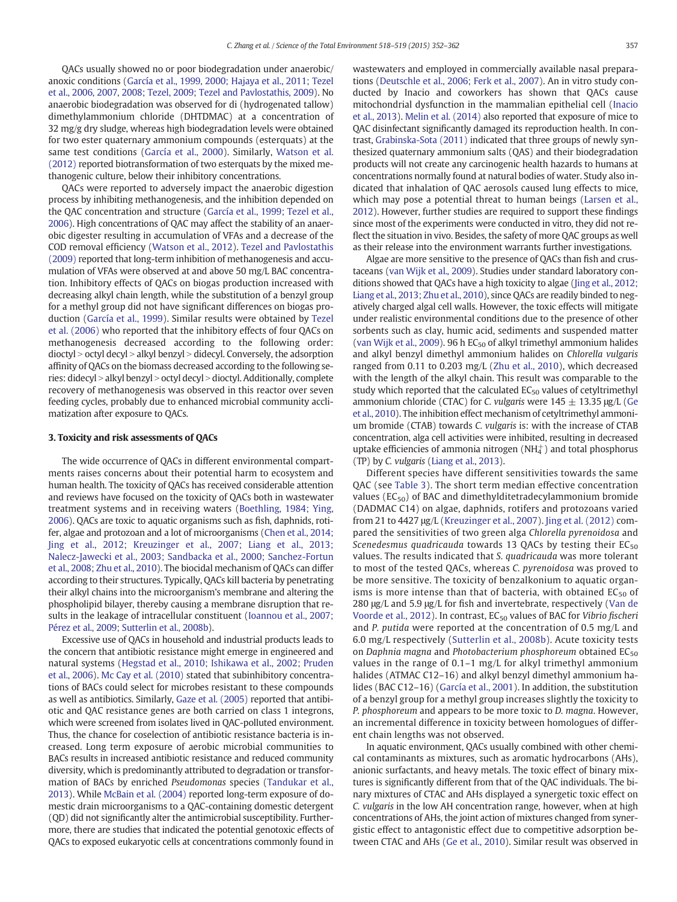QACs usually showed no or poor biodegradation under anaerobic/anoxic conditions (García et al., 1999, 2000; Hajaya et al., 2011; Tezel et al., 2006, 2007, 2008; Tezel, 2009; Tezel and Pavlostathis, 2009). No anaerobic biodegradation was observed for di (hydrogenated tallow) dimethylammonium chloride (DHTDMAC) at a concentration of 32 mg/g dry sludge, whereas high biodegradation levels were obtained for two ester quaternary ammonium compounds (esterquats) at the same test conditions (García et al., 2000). Similarly, Watson et al. (2012) reported biotransformation of two esterquats by the mixed methanogenic culture, below their inhibitory concentrations.

QACs were reported to adversely impact the anaerobic digestion process by inhibiting methanogenesis, and the inhibition depended on the QAC concentration and structure (García et al., 1999; Tezel et al., 2006). High concentrations of QAC may affect the stability of an anaerobic digester resulting in accumulation of VFAs and a decrease of the COD removal efficiency (Watson et al., 2012). Tezel and Pavlostathis (2009) reported that long-term inhibition of methanogenesis and accumulation of VFAs were observed at and above 50 mg/L BAC concentration. Inhibitory effects of QACs on biogas production increased with decreasing alkyl chain length, while the substitution of a benzyl group for a methyl group did not have significant differences on biogas production (García et al., 1999). Similar results were obtained by Tezel et al. (2006) who reported that the inhibitory effects of four QACs on methanogenesis decreased according to the following order: dioctyl > octyl decyl > alkyl benzyl > didecyl. Conversely, the adsorption affinity of QACs on the biomass decreased according to the following series: didecyl > alkyl benzyl > octyl decyl > dioctyl. Additionally, complete recovery of methanogenesis was observed in this reactor over seven feeding cycles, probably due to enhanced microbial community acclimatization after exposure to QACs.

## 3. Toxicity and risk assessments of QACs

The wide occurrence of QACs in different environmental compartments raises concerns about their potential harm to ecosystem and human health. The toxicity of QACs has received considerable attention and reviews have focused on the toxicity of QACs both in wastewater treatment systems and in receiving waters (Boethling, 1984; Ying, 2006). QACs are toxic to aquatic organisms such as fish, daphnids, rotifer, algae and protozoan and a lot of microorganisms (Chen et al., 2014; Jing et al., 2012; Kreuzinger et al., 2007; Liang et al., 2013; Nalecz-Jawecki et al., 2003; Sandbacka et al., 2000; Sanchez-Fortun et al., 2008; Zhu et al., 2010). The biocidal mechanism of QACs can differ according to their structures. Typically, QACs kill bacteria by penetrating their alkyl chains into the microorganism's membrane and altering the phospholipid bilayer, thereby causing a membrane disruption that results in the leakage of intracellular constituent (Ioannou et al., 2007; Pérez et al., 2009; Sutterlin et al., 2008b).

Excessive use of QACs in household and industrial products leads to the concern that antibiotic resistance might emerge in engineered and natural systems (Hegstad et al., 2010; Ishikawa et al., 2002; Pruden et al., 2006). Mc Cay et al. (2010) stated that subinhibitory concentrations of BACs could select for microbes resistant to these compounds as well as antibiotics. Similarly, Gaze et al. (2005) reported that antibiotic and QAC resistance genes are both carried on class 1 integrons, which were screened from isolates lived in QAC-polluted environment. Thus, the chance for coselection of antibiotic resistance bacteria is increased. Long term exposure of aerobic microbial communities to BACs results in increased antibiotic resistance and reduced community diversity, which is predominantly attributed to degradation or transformation of BACs by enriched *Pseudomonas* species (Tandukar et al., 2013). While McBain et al. (2004) reported long-term exposure of domestic drain microorganisms to a QAC-containing domestic detergent (QD) did not significantly alter the antimicrobial susceptibility. Furthermore, there are studies that indicated the potential genotoxic effects of QACs to exposed eukaryotic cells at concentrations commonly found in wastewaters and employed in commercially available nasal preparations (Deutschle et al., 2006; Ferk et al., 2007). An in vitro study conducted by Inacio and coworkers has shown that QACs cause mitochondrial dysfunction in the mammalian epithelial cell (Inacio et al., 2013). Melin et al. (2014) also reported that exposure of mice to QAC disinfectant significantly damaged its reproduction health. In contrast, Grabinska-Sota (2011) indicated that three groups of newly synthesized quaternary ammonium salts (QAS) and their biodegradation products will not create any carcinogenic health hazards to humans at concentrations normally found at natural bodies of water. Study also indicated that inhalation of QAC aerosols caused lung effects to mice, which may pose a potential threat to human beings (Larsen et al., 2012). However, further studies are required to support these findings since most of the experiments were conducted in vitro, they did not reflect the situation in vivo. Besides, the safety of more QAC groups as well as their release into the environment warrants further investigations.

Algae are more sensitive to the presence of QACs than fish and crustaceans (van Wijk et al., 2009). Studies under standard laboratory conditions showed that QACs have a high toxicity to algae (Jing et al., 2012; Liang et al., 2013; Zhu et al., 2010), since QACs are readily binded to negatively charged algal cell walls. However, the toxic effects will mitigate under realistic environmental conditions due to the presence of other sorbents such as clay, humic acid, sediments and suspended matter (van Wijk et al., 2009). 96 h $EC_{50}$ of alkyl trimethyl ammonium halides and alkyl benzyl dimethyl ammonium halides on *Chlorella vulgaris* ranged from 0.11 to 0.203 mg/L (Zhu et al., 2010), which decreased with the length of the alkyl chain. This result was comparable to the study which reported that the calculated $EC_{50}$ values of cetyltrimethyl ammonium chloride (CTAC) for *C. vulgaris* were 145 ± 13.35 μg/L (Ge et al., 2010). The inhibition effect mechanism of cetyltrimethyl ammonium bromide (CTAB) towards *C. vulgaris* is: with the increase of CTAB concentration, alga cell activities were inhibited, resulting in decreased uptake efficiencies of ammonia nitrogen ($NH_4^+$) and total phosphorus (TP) by *C. vulgaris* (Liang et al., 2013).

Different species have different sensitivities towards the same QAC (see Table 3). The short term median effective concentration values ($EC_{50}$) of BAC and dimethylditetradecylammonium bromide (DADMAC C14) on algae, daphnids, rotifers and protozoans varied from 21 to 4427 μg/L (Kreuzinger et al., 2007). Jing et al. (2012) compared the sensitivities of two green alga *Chlorella pyrenoidosa* and *Scenedesmus quadricauda* towards 13 QACs by testing their $EC_{50}$ values. The results indicated that *S. quadricauda* was more tolerant to most of the tested QACs, whereas *C. pyrenoidosa* was proved to be more sensitive. The toxicity of benzalkonium to aquatic organisms is more intense than that of bacteria, with obtained $EC_{50}$ of 280 μg/L and 5.9 μg/L for fish and invertebrate, respectively (Van de Voorde et al., 2012). In contrast, $EC_{50}$ values of BAC for *Vibrio fischeri* and *P. putida* were reported at the concentration of 0.5 mg/L and 6.0 mg/L respectively (Sutterlin et al., 2008b). Acute toxicity tests on *Daphnia magna* and *Photobacterium phosphoreum* obtained $EC_{50}$ values in the range of 0.1–1 mg/L for alkyl trimethyl ammonium halides (ATMAC C12–16) and alkyl benzyl dimethyl ammonium halides (BAC C12–16) (García et al., 2001). In addition, the substitution of a benzyl group for a methyl group increases slightly the toxicity to *P. phosphoreum* and appears to be more toxic to *D. magna*. However, an incremental difference in toxicity between homologues of different chain lengths was not observed.

In aquatic environment, QACs usually combined with other chemical contaminants as mixtures, such as aromatic hydrocarbons (AHs), anionic surfactants, and heavy metals. The toxic effect of binary mixtures is significantly different from that of the QAC individuals. The binary mixtures of CTAC and AHs displayed a synergetic toxic effect on *C. vulgaris* in the low AH concentration range, however, when at high concentrations of AHs, the joint action of mixtures changed from synergistic effect to antagonistic effect due to competitive adsorption between CTAC and AHs (Ge et al., 2010). Similar result was observed in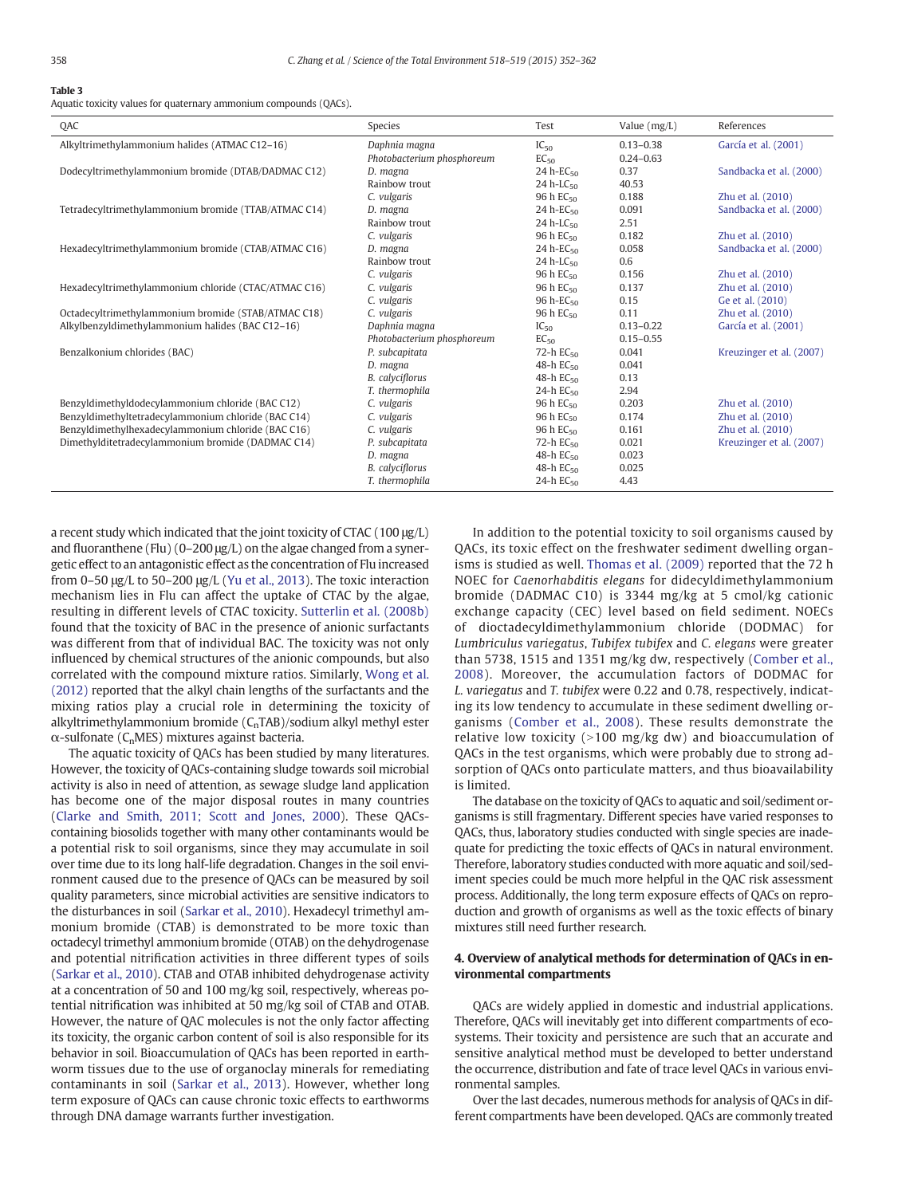**Table 3**
Aquatic toxicity values for quaternary ammonium compounds (QACs).

| QAC | Species | Test | Value (mg/L) | References |
|---|---|---|---|---|
| Alkyltrimethylammonium halides (ATMAC C12–16) | *Daphnia magna* | $IC_{50}$ | 0.13–0.38 | García et al. (2001) |
| | *Photobacterium phosphoreum* | $EC_{50}$ | 0.24–0.63 | |
| Dodecyltrimethylammonium bromide (DTAB/DADMAC C12) | *D. magna* | 24 h-$EC_{50}$ | 0.37 | Sandbacka et al. (2000) |
| | Rainbow trout | 24 h-$LC_{50}$ | 40.53 | |
| | *C. vulgaris* | 96 h $EC_{50}$ | 0.188 | Zhu et al. (2010) |
| Tetradecyltrimethylammonium bromide (TTAB/ATMAC C14) | *D. magna* | 24 h-$EC_{50}$ | 0.091 | Sandbacka et al. (2000) |
| | Rainbow trout | 24 h-$LC_{50}$ | 2.51 | |
| | *C. vulgaris* | 96 h $EC_{50}$ | 0.182 | Zhu et al. (2010) |
| Hexadecyltrimethylammonium bromide (CTAB/ATMAC C16) | *D. magna* | 24 h-$EC_{50}$ | 0.058 | Sandbacka et al. (2000) |
| | Rainbow trout | 24 h-$LC_{50}$ | 0.6 | |
| | *C. vulgaris* | 96 h $EC_{50}$ | 0.156 | Zhu et al. (2010) |
| Hexadecyltrimethylammonium chloride (CTAC/ATMAC C16) | *C. vulgaris* | 96 h $EC_{50}$ | 0.137 | Zhu et al. (2010) |
| | *C. vulgaris* | 96 h-$EC_{50}$ | 0.15 | Ge et al. (2010) |
| Octadecyltrimethylammonium bromide (STAB/ATMAC C18) | *C. vulgaris* | 96 h $EC_{50}$ | 0.11 | Zhu et al. (2010) |
| Alkylbenzyldimethylammonium halides (BAC C12–16) | *Daphnia magna* | $IC_{50}$ | 0.13–0.22 | García et al. (2001) |
| | *Photobacterium phosphoreum* | $EC_{50}$ | 0.15–0.55 | |
| Benzalkonium chlorides (BAC) | *P. subcapitata* | 72-h $EC_{50}$ | 0.041 | Kreuzinger et al. (2007) |
| | *D. magna* | 48-h $EC_{50}$ | 0.041 | |
| | *B. calyciflorus* | 48-h $EC_{50}$ | 0.13 | |
| | *T. thermophila* | 24-h $EC_{50}$ | 2.94 | |
| Benzyldimethyldodecylammonium chloride (BAC C12) | *C. vulgaris* | 96 h $EC_{50}$ | 0.203 | Zhu et al. (2010) |
| Benzyldimethyltetradecylammonium chloride (BAC C14) | *C. vulgaris* | 96 h $EC_{50}$ | 0.174 | Zhu et al. (2010) |
| Benzyldimethylhexadecylammonium chloride (BAC C16) | *C. vulgaris* | 96 h $EC_{50}$ | 0.161 | Zhu et al. (2010) |
| Dimethylditetradecylammonium bromide (DADMAC C14) | *P. subcapitata* | 72-h $EC_{50}$ | 0.021 | Kreuzinger et al. (2007) |
| | *D. magna* | 48-h $EC_{50}$ | 0.023 | |
| | *B. calyciflorus* | 48-h $EC_{50}$ | 0.025 | |
| | *T. thermophila* | 24-h $EC_{50}$ | 4.43 | |

a recent study which indicated that the joint toxicity of CTAC (100 μg/L) and fluoranthene (Flu) (0–200 μg/L) on the algae changed from a synergetic effect to an antagonistic effect as the concentration of Flu increased from 0–50 μg/L to 50–200 μg/L (Yu et al., 2013). The toxic interaction mechanism lies in Flu can affect the uptake of CTAC by the algae, resulting in different levels of CTAC toxicity. Sutterlin et al. (2008b) found that the toxicity of BAC in the presence of anionic surfactants was different from that of individual BAC. The toxicity was not only influenced by chemical structures of the anionic compounds, but also correlated with the compound mixture ratios. Similarly, Wong et al. (2012) reported that the alkyl chain lengths of the surfactants and the mixing ratios play a crucial role in determining the toxicity of alkyltrimethylammonium bromide ($C_nTAB$)/sodium alkyl methyl ester α-sulfonate ($C_nMES$) mixtures against bacteria.

The aquatic toxicity of QACs has been studied by many literatures. However, the toxicity of QACs-containing sludge towards soil microbial activity is also in need of attention, as sewage sludge land application has become one of the major disposal routes in many countries (Clarke and Smith, 2011; Scott and Jones, 2000). These QACs-containing biosolids together with many other contaminants would be a potential risk to soil organisms, since they may accumulate in soil over time due to its long half-life degradation. Changes in the soil environment caused due to the presence of QACs can be measured by soil quality parameters, since microbial activities are sensitive indicators to the disturbances in soil (Sarkar et al., 2010). Hexadecyl trimethyl ammonium bromide (CTAB) is demonstrated to be more toxic than octadecyl trimethyl ammonium bromide (OTAB) on the dehydrogenase and potential nitrification activities in three different types of soils (Sarkar et al., 2010). CTAB and OTAB inhibited dehydrogenase activity at a concentration of 50 and 100 mg/kg soil, respectively, whereas potential nitrification was inhibited at 50 mg/kg soil of CTAB and OTAB. However, the nature of QAC molecules is not the only factor affecting its toxicity, the organic carbon content of soil is also responsible for its behavior in soil. Bioaccumulation of QACs has been reported in earthworm tissues due to the use of organoclay minerals for remediating contaminants in soil (Sarkar et al., 2013). However, whether long term exposure of QACs can cause chronic toxic effects to earthworms through DNA damage warrants further investigation.

In addition to the potential toxicity to soil organisms caused by QACs, its toxic effect on the freshwater sediment dwelling organisms is studied as well. Thomas et al. (2009) reported that the 72 h NOEC for *Caenorhabditis elegans* for didecyldimethylammonium bromide (DADMAC C10) is 3344 mg/kg at 5 cmol/kg cationic exchange capacity (CEC) level based on field sediment. NOECs of dioctadecyldimethylammonium chloride (DODMAC) for *Lumbriculus variegatus*, *Tubifex tubifex* and *C. elegans* were greater than 5738, 1515 and 1351 mg/kg dw, respectively (Comber et al., 2008). Moreover, the accumulation factors of DODMAC for *L. variegatus* and *T. tubifex* were 0.22 and 0.78, respectively, indicating its low tendency to accumulate in these sediment dwelling organisms (Comber et al., 2008). These results demonstrate the relative low toxicity (>100 mg/kg dw) and bioaccumulation of QACs in the test organisms, which were probably due to strong adsorption of QACs onto particulate matters, and thus bioavailability is limited.

The database on the toxicity of QACs to aquatic and soil/sediment organisms is still fragmentary. Different species have varied responses to QACs, thus, laboratory studies conducted with single species are inadequate for predicting the toxic effects of QACs in natural environment. Therefore, laboratory studies conducted with more aquatic and soil/sediment species could be much more helpful in the QAC risk assessment process. Additionally, the long term exposure effects of QACs on reproduction and growth of organisms as well as the toxic effects of binary mixtures still need further research.

## 4. Overview of analytical methods for determination of QACs in environmental compartments

QACs are widely applied in domestic and industrial applications. Therefore, QACs will inevitably get into different compartments of ecosystems. Their toxicity and persistence are such that an accurate and sensitive analytical method must be developed to better understand the occurrence, distribution and fate of trace level QACs in various environmental samples.

Over the last decades, numerous methods for analysis of QACs in different compartments have been developed. QACs are commonly treated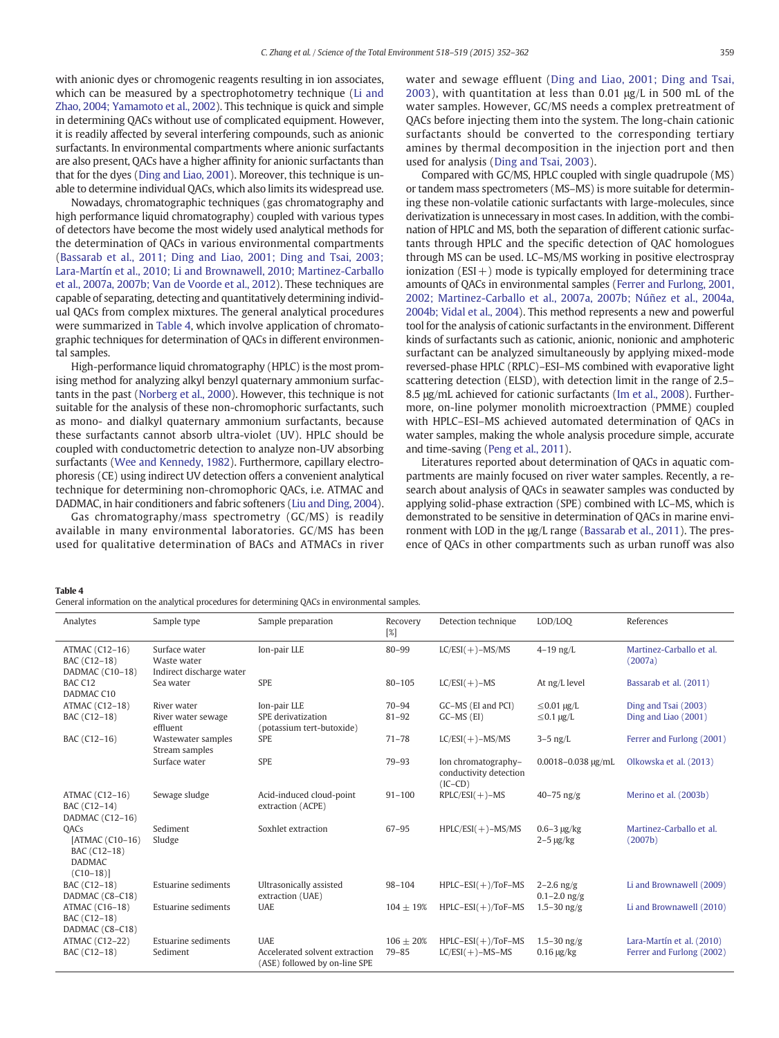with anionic dyes or chromogenic reagents resulting in ion associates, which can be measured by a spectrophotometry technique (Li and Zhao, 2004; Yamamoto et al., 2002). This technique is quick and simple in determining QACs without use of complicated equipment. However, it is readily affected by several interfering compounds, such as anionic surfactants. In environmental compartments where anionic surfactants are also present, QACs have a higher affinity for anionic surfactants than that for the dyes (Ding and Liao, 2001). Moreover, this technique is unable to determine individual QACs, which also limits its widespread use.

Nowadays, chromatographic techniques (gas chromatography and high performance liquid chromatography) coupled with various types of detectors have become the most widely used analytical methods for the determination of QACs in various environmental compartments (Bassarab et al., 2011; Ding and Liao, 2001; Ding and Tsai, 2003; Lara-Martín et al., 2010; Li and Brownawell, 2010; Martinez-Carballo et al., 2007a, 2007b; Van de Voorde et al., 2012). These techniques are capable of separating, detecting and quantitatively determining individual QACs from complex mixtures. The general analytical procedures were summarized in Table 4, which involve application of chromatographic techniques for determination of QACs in different environmental samples.

High-performance liquid chromatography (HPLC) is the most promising method for analyzing alkyl benzyl quaternary ammonium surfactants in the past (Norberg et al., 2000). However, this technique is not suitable for the analysis of these non-chromophoric surfactants, such as mono- and dialkyl quaternary ammonium surfactants, because these surfactants cannot absorb ultra-violet (UV). HPLC should be coupled with conductometric detection to analyze non-UV absorbing surfactants (Wee and Kennedy, 1982). Furthermore, capillary electrophoresis (CE) using indirect UV detection offers a convenient analytical technique for determining non-chromophoric QACs, i.e. ATMAC and DADMAC, in hair conditioners and fabric softeners (Liu and Ding, 2004).

Gas chromatography/mass spectrometry (GC/MS) is readily available in many environmental laboratories. GC/MS has been used for qualitative determination of BACs and ATMACs in river water and sewage effluent (Ding and Liao, 2001; Ding and Tsai, 2003), with quantitation at less than 0.01 μg/L in 500 mL of the water samples. However, GC/MS needs a complex pretreatment of QACs before injecting them into the system. The long-chain cationic surfactants should be converted to the corresponding tertiary amines by thermal decomposition in the injection port and then used for analysis (Ding and Tsai, 2003).

Compared with GC/MS, HPLC coupled with single quadrupole (MS) or tandem mass spectrometers (MS–MS) is more suitable for determining these non-volatile cationic surfactants with large-molecules, since derivatization is unnecessary in most cases. In addition, with the combination of HPLC and MS, the separation of different cationic surfactants through HPLC and the specific detection of QAC homologues through MS can be used. LC–MS/MS working in positive electrospray ionization (ESI+) mode is typically employed for determining trace amounts of QACs in environmental samples (Ferrer and Furlong, 2001, 2002; Martinez-Carballo et al., 2007a, 2007b; Núñez et al., 2004a, 2004b; Vidal et al., 2004). This method represents a new and powerful tool for the analysis of cationic surfactants in the environment. Different kinds of surfactants such as cationic, anionic, nonionic and amphoteric surfactant can be analyzed simultaneously by applying mixed-mode reversed-phase HPLC (RPLC)–ESI–MS combined with evaporative light scattering detection (ELSD), with detection limit in the range of 2.5–8.5 μg/mL achieved for cationic surfactants (Im et al., 2008). Furthermore, on-line polymer monolith microextraction (PMME) coupled with HPLC–ESI–MS achieved automated determination of QACs in water samples, making the whole analysis procedure simple, accurate and time-saving (Peng et al., 2011).

Literatures reported about determination of QACs in aquatic compartments are mainly focused on river water samples. Recently, a research about analysis of QACs in seawater samples was conducted by applying solid-phase extraction (SPE) combined with LC–MS, which is demonstrated to be sensitive in determination of QACs in marine environment with LOD in the μg/L range (Bassarab et al., 2011). The presence of QACs in other compartments such as urban runoff was also

**Table 4**
General information on the analytical procedures for determining QACs in environmental samples.

| Analytes | Sample type | Sample preparation | Recovery [%] | Detection technique | LOD/LOQ | References |
|---|---|---|---|---|---|---|
| ATMAC (C12–16)<br>BAC (C12–18)<br>DADMAC (C10–18) | Surface water<br>Waste water<br>Indirect discharge water | Ion-pair LLE | 80–99 | LC/ESI(+)–MS/MS | 4–19 ng/L | Martinez-Carballo et al. (2007a) |
| BAC C12<br>DADMAC C10 | Sea water | SPE | 80–105 | LC/ESI(+)–MS | At ng/L level | Bassarab et al. (2011) |
| ATMAC (C12–18) | River water | Ion-pair LLE | 70–94 | GC–MS (EI and PCI) | ≤0.01 μg/L | Ding and Tsai (2003) |
| BAC (C12–18) | River water sewage effluent | SPE derivatization (potassium tert-butoxide) | 81–92 | GC–MS (EI) | ≤0.1 μg/L | Ding and Liao (2001) |
| BAC (C12–16) | Wastewater samples<br>Stream samples | SPE | 71–78 | LC/ESI(+)–MS/MS | 3–5 ng/L | Ferrer and Furlong (2001) |
| | Surface water | SPE | 79–93 | Ion chromatography–conductivity detection (IC–CD) | 0.0018–0.038 μg/mL | Olkowska et al. (2013) |
| ATMAC (C12–16)<br>BAC (C12–14)<br>DADMAC (C12–16) | Sewage sludge | Acid-induced cloud-point extraction (ACPE) | 91–100 | RPLC/ESI(+)–MS | 40–75 ng/g | Merino et al. (2003b) |
| QACs<br>[ATMAC (C10–16)<br>BAC (C12–18)<br>DADMAC (C10–18)] | Sediment<br>Sludge | Soxhlet extraction | 67–95 | HPLC/ESI(+)–MS/MS | 0.6–3 μg/kg<br>2–5 μg/kg | Martinez-Carballo et al. (2007b) |
| BAC (C12–18)<br>DADMAC (C8–C18) | Estuarine sediments | Ultrasonically assisted extraction (UAE) | 98–104 | HPLC–ESI(+)/ToF–MS | 2–2.6 ng/g<br>0.1–2.0 ng/g | Li and Brownawell (2009) |
| ATMAC (C16–18)<br>BAC (C12–18)<br>DADMAC (C8–C18) | Estuarine sediments | UAE | 104 ± 19% | HPLC–ESI(+)/ToF–MS | 1.5–30 ng/g | Li and Brownawell (2010) |
| ATMAC (C12–22)<br>BAC (C12–18) | Estuarine sediments<br>Sediment | UAE<br>Accelerated solvent extraction (ASE) followed by on-line SPE | 106 ± 20%<br>79–85 | HPLC–ESI(+)/ToF–MS<br>LC/ESI(+)–MS–MS | 1.5–30 ng/g<br>0.16 μg/kg | Lara-Martín et al. (2010)<br>Ferrer and Furlong (2002) |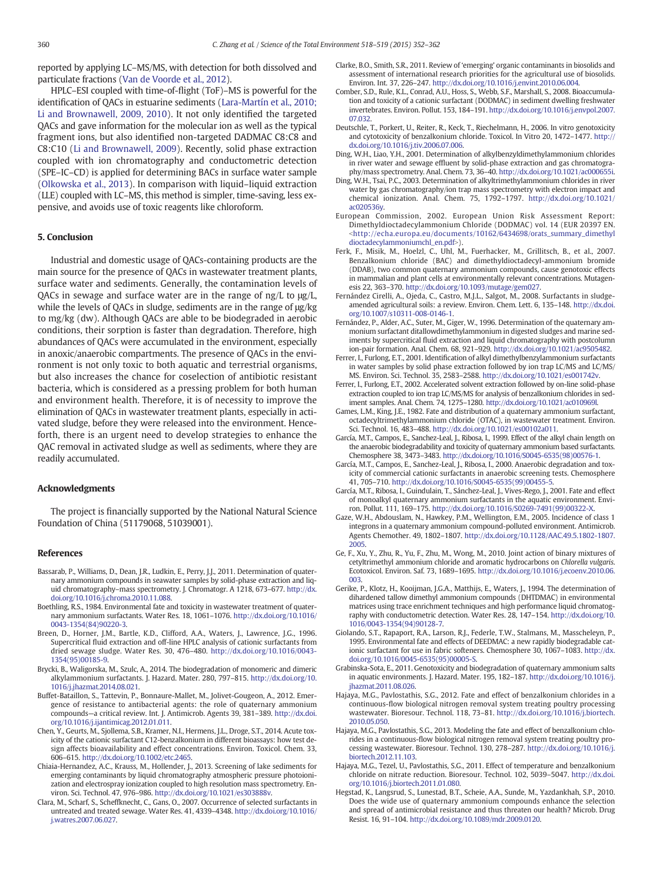reported by applying LC–MS/MS, with detection for both dissolved and particulate fractions (Van de Voorde et al., 2012).

HPLC–ESI coupled with time-of-flight (ToF)–MS is powerful for the identification of QACs in estuarine sediments (Lara-Martín et al., 2010; Li and Brownawell, 2009, 2010). It not only identified the targeted QACs and gave information for the molecular ion as well as the typical fragment ions, but also identified non-targeted DADMAC C8:C8 and C8:C10 (Li and Brownawell, 2009). Recently, solid phase extraction coupled with ion chromatography and conductometric detection (SPE–IC–CD) is applied for determining BACs in surface water sample (Olkowska et al., 2013). In comparison with liquid–liquid extraction (LLE) coupled with LC–MS, this method is simpler, time-saving, less expensive, and avoids use of toxic reagents like chloroform.

## 5. Conclusion

Industrial and domestic usage of QACs-containing products are the main source for the presence of QACs in wastewater treatment plants, surface water and sediments. Generally, the contamination levels of QACs in sewage and surface water are in the range of ng/L to μg/L, while the levels of QACs in sludge, sediments are in the range of μg/kg to mg/kg (dw). Although QACs are able to be biodegraded in aerobic conditions, their sorption is faster than degradation. Therefore, high abundances of QACs were accumulated in the environment, especially in anoxic/anaerobic compartments. The presence of QACs in the environment is not only toxic to both aquatic and terrestrial organisms, but also increases the chance for coselection of antibiotic resistant bacteria, which is considered as a pressing problem for both human and environment health. Therefore, it is of necessity to improve the elimination of QACs in wastewater treatment plants, especially in activated sludge, before they were released into the environment. Henceforth, there is an urgent need to develop strategies to enhance the QAC removal in activated sludge as well as sediments, where they are readily accumulated.

## Acknowledgments

The project is financially supported by the National Natural Science Foundation of China (51179068, 51039001).

## References

Bassarab, P., Williams, D., Dean, J.R., Ludkin, E., Perry, J.J., 2011. Determination of quaternary ammonium compounds in seawater samples by solid-phase extraction and liquid chromatography–mass spectrometry. J. Chromatogr. A 1218, 673–677. http://dx.doi.org/10.1016/j.chroma.2010.11.088.

Boethling, R.S., 1984. Environmental fate and toxicity in wastewater treatment of quaternary ammonium surfactants. Water Res. 18, 1061–1076. http://dx.doi.org/10.1016/0043-1354(84)90220-3.

Breen, D., Horner, J.M., Bartle, K.D., Clifford, A.A., Waters, J., Lawrence, J.G., 1996. Supercritical fluid extraction and off-line HPLC analysis of cationic surfactants from dried sewage sludge. Water Res. 30, 476–480. http://dx.doi.org/10.1016/0043-1354(95)00185-9.

Brycki, B., Waligorska, M., Szulc, A., 2014. The biodegradation of monomeric and dimeric alkylammonium surfactants. J. Hazard. Mater. 280, 797–815. http://dx.doi.org/10.1016/j.jhazmat.2014.08.021.

Buffet-Bataillon, S., Tattevin, P., Bonnaure-Mallet, M., Jolivet-Gougeon, A., 2012. Emergence of resistance to antibacterial agents: the role of quaternary ammonium compounds—a critical review. Int. J. Antimicrob. Agents 39, 381–389. http://dx.doi.org/10.1016/j.ijantimicag.2012.01.011.

Chen, Y., Geurts, M., Sjollema, S.B., Kramer, N.I., Hermens, J.L., Droge, S.T., 2014. Acute toxicity of the cationic surfactant C12-benzalkonium in different bioassays: how test design affects bioavailability and effect concentrations. Environ. Toxicol. Chem. 33, 606–615. http://dx.doi.org/10.1002/etc.2465.

Chiaia-Hernandez, A.C., Krauss, M., Hollender, J., 2013. Screening of lake sediments for emerging contaminants by liquid chromatography atmospheric pressure photoionization and electrospray ionization coupled to high resolution mass spectrometry. Environ. Sci. Technol. 47, 976–986. http://dx.doi.org/10.1021/es303888v.

Clara, M., Scharf, S., Scheffknecht, C., Gans, O., 2007. Occurrence of selected surfactants in untreated and treated sewage. Water Res. 41, 4339–4348. http://dx.doi.org/10.1016/j.watres.2007.06.027.

Clarke, B.O., Smith, S.R., 2011. Review of 'emerging' organic contaminants in biosolids and assessment of international research priorities for the agricultural use of biosolids. Environ. Int. 37, 226–247. http://dx.doi.org/10.1016/j.envint.2010.06.004.

Comber, S.D., Rule, K.L., Conrad, A.U., Hoss, S., Webb, S.F., Marshall, S., 2008. Bioaccumulation and toxicity of a cationic surfactant (DODMAC) in sediment dwelling freshwater invertebrates. Environ. Pollut. 153, 184–191. http://dx.doi.org/10.1016/j.envpol.2007.07.032.

Deutschle, T., Porkert, U., Reiter, R., Keck, T., Riechelmann, H., 2006. In vitro genotoxicity and cytotoxicity of benzalkonium chloride. Toxicol. In Vitro 20, 1472–1477. http://dx.doi.org/10.1016/j.tiv.2006.07.006.

Ding, W.H., Liao, Y.H., 2001. Determination of alkylbenzyldimethylammonium chlorides in river water and sewage effluent by solid-phase extraction and gas chromatography/mass spectrometry. Anal. Chem. 73, 36–40. http://dx.doi.org/10.1021/ac000655i.

Ding, W.H., Tsai, P.C., 2003. Determination of alkyltrimethylammonium chlorides in river water by gas chromatography/ion trap mass spectrometry with electron impact and chemical ionization. Anal. Chem. 75, 1792–1797. http://dx.doi.org/10.1021/ac020536y.

European Commission, 2002. European Union Risk Assessment Report: Dimethyldioctadecylammonium Chloride (DODMAC) vol. 14 (EUR 20397 EN. <http://echa.europa.eu/documents/10162/6434698/orats_summary_dimethyldioctadecylammoniumchl_en.pdf>).

Ferk, F., Misik, M., Hoelzl, C., Uhl, M., Fuerhacker, M., Grillitsch, B., et al., 2007. Benzalkonium chloride (BAC) and dimethyldioctadecyl-ammonium bromide (DDAB), two common quaternary ammonium compounds, cause genotoxic effects in mammalian and plant cells at environmentally relevant concentrations. Mutagenesis 22, 363–370. http://dx.doi.org/10.1093/mutage/gem027.

Fernández Cirelli, A., Ojeda, C., Castro, M.J.L., Salgot, M., 2008. Surfactants in sludge-amended agricultural soils: a review. Environ. Chem. Lett. 6, 135–148. http://dx.doi.org/10.1007/s10311-008-0146-1.

Fernández, P., Alder, A.C., Suter, M., Giger, W., 1996. Determination of the quaternary ammonium surfactant ditallowdimethylammonium in digested sludges and marine sediments by supercritical fluid extraction and liquid chromatography with postcolumn ion-pair formation. Anal. Chem. 68, 921–929. http://dx.doi.org/10.1021/ac9505482.

Ferrer, I., Furlong, E.T., 2001. Identification of alkyl dimethylbenzylammonium surfactants in water samples by solid phase extraction followed by ion trap LC/MS and LC/MS/MS. Environ. Sci. Technol. 35, 2583–2588. http://dx.doi.org/10.1021/es001742v.

Ferrer, I., Furlong, E.T., 2002. Accelerated solvent extraction followed by on-line solid-phase extraction coupled to ion trap LC/MS/MS for analysis of benzalkonium chlorides in sediment samples. Anal. Chem. 74, 1275–1280. http://dx.doi.org/10.1021/ac010969l.

Games, L.M., King, J.E., 1982. Fate and distribution of a quaternary ammonium surfactant, octadecyltrimethylammonium chloride (OTAC), in wastewater treatment. Environ. Sci. Technol. 16, 483–488. http://dx.doi.org/10.1021/es00102a011.

García, M.T., Campos, E., Sanchez-Leal, J., Ribosa, I., 1999. Effect of the alkyl chain length on the anaerobic biodegradability and toxicity of quaternary ammonium based surfactants. Chemosphere 38, 3473–3483. http://dx.doi.org/10.1016/S0045-6535(98)00576-1.

García, M.T., Campos, E., Sanchez-Leal, J., Ribosa, I., 2000. Anaerobic degradation and toxicity of commercial cationic surfactants in anaerobic screening tests. Chemosphere 41, 705–710. http://dx.doi.org/10.1016/S0045-6535(99)00455-5.

García, M.T., Ribosa, I., Guindulain, T., Sánchez-Leal, J., Vives-Rego, J., 2001. Fate and effect of monoalkyl quaternary ammonium surfactants in the aquatic environment. Environ. Pollut. 111, 169–175. http://dx.doi.org/10.1016/S0269-7491(99)00322-X.

Gaze, W.H., Abdouslam, N., Hawkey, P.M., Wellington, E.M., 2005. Incidence of class 1 integrons in a quaternary ammonium compound-polluted environment. Antimicrob. Agents Chemother. 49, 1802–1807. http://dx.doi.org/10.1128/AAC.49.5.1802-1807.2005.

Ge, F., Xu, Y., Zhu, R., Yu, F., Zhu, M., Wong, M., 2010. Joint action of binary mixtures of cetyltrimethyl ammonium chloride and aromatic hydrocarbons on *Chlorella vulgaris*. Ecotoxicol. Environ. Saf. 73, 1689–1695. http://dx.doi.org/10.1016/j.ecoenv.2010.06.003.

Gerike, P., Klotz, H., Kooijman, J.G.A., Matthijs, E., Waters, J., 1994. The determination of dihardened tallow dimethyl ammonium compounds (DHTDMAC) in environmental matrices using trace enrichment techniques and high performance liquid chromatography with conductometric detection. Water Res. 28, 147–154. http://dx.doi.org/10.1016/0043-1354(94)90128-7.

Giolando, S.T., Rapaport, R.A., Larson, R.J., Federle, T.W., Stalmans, M., Masscheleyn, P., 1995. Environmental fate and effects of DEEDMAC: a new rapidly biodegradable cationic surfactant for use in fabric softeners. Chemosphere 30, 1067–1083. http://dx.doi.org/10.1016/0045-6535(95)00005-S.

Grabinska-Sota, E., 2011. Genotoxicity and biodegradation of quaternary ammonium salts in aquatic environments. J. Hazard. Mater. 195, 182–187. http://dx.doi.org/10.1016/j.jhazmat.2011.08.026.

Hajaya, M.G., Pavlostathis, S.G., 2012. Fate and effect of benzalkonium chlorides in a continuous-flow biological nitrogen removal system treating poultry processing wastewater. Bioresour. Technol. 118, 73–81. http://dx.doi.org/10.1016/j.biortech.2010.05.050.

Hajaya, M.G., Pavlostathis, S.G., 2013. Modeling the fate and effect of benzalkonium chlorides in a continuous-flow biological nitrogen removal system treating poultry processing wastewater. Bioresour. Technol. 130, 278–287. http://dx.doi.org/10.1016/j.biortech.2012.11.103.

Hajaya, M.G., Tezel, U., Pavlostathis, S.G., 2011. Effect of temperature and benzalkonium chloride on nitrate reduction. Bioresour. Technol. 102, 5039–5047. http://dx.doi.org/10.1016/j.biortech.2011.01.080.

Hegstad, K., Langsrud, S., Lunestad, B.T., Scheie, A.A., Sunde, M., Yazdankhah, S.P., 2010. Does the wide use of quaternary ammonium compounds enhance the selection and spread of antimicrobial resistance and thus threaten our health? Microb. Drug Resist. 16, 91–104. http://dx.doi.org/10.1089/mdr.2009.0120.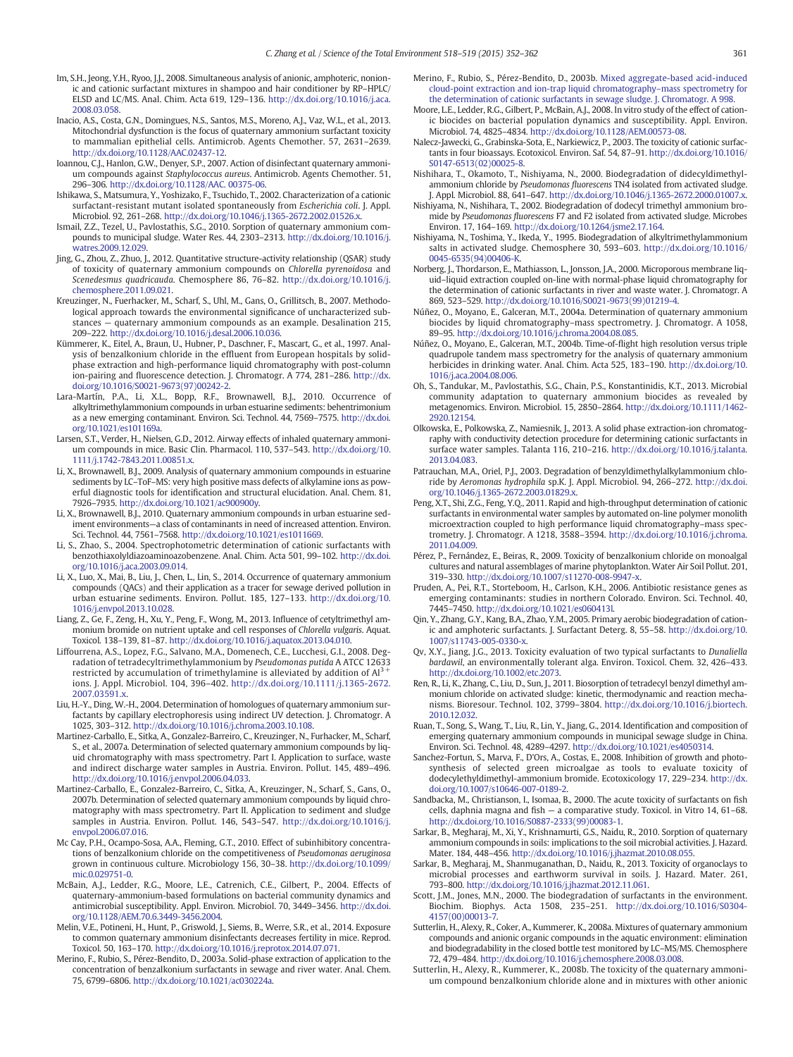Im, S.H., Jeong, Y.H., Ryoo, J.J., 2008. Simultaneous analysis of anionic, amphoteric, nonionic and cationic surfactant mixtures in shampoo and hair conditioner by RP–HPLC/ELSD and LC/MS. Anal. Chim. Acta 619, 129–136. http://dx.doi.org/10.1016/j.aca.2008.03.058.

Inacio, A.S., Costa, G.N., Domingues, N.S., Santos, M.S., Moreno, A.J., Vaz, W.L., et al., 2013. Mitochondrial dysfunction is the focus of quaternary ammonium surfactant toxicity to mammalian epithelial cells. Antimicrob. Agents Chemother. 57, 2631–2639. http://dx.doi.org/10.1128/AAC.02437-12.

Ioannou, C.J., Hanlon, G.W., Denyer, S.P., 2007. Action of disinfectant quaternary ammonium compounds against *Staphylococcus aureus*. Antimicrob. Agents Chemother. 51, 296–306. http://dx.doi.org/10.1128/AAC. 00375-06.

Ishikawa, S., Matsumura, Y., Yoshizako, F., Tsuchido, T., 2002. Characterization of a cationic surfactant-resistant mutant isolated spontaneously from *Escherichia coli*. J. Appl. Microbiol. 92, 261–268. http://dx.doi.org/10.1046/j.1365-2672.2002.01526.x.

Ismail, Z.Z., Tezel, U., Pavlostathis, S.G., 2010. Sorption of quaternary ammonium compounds to municipal sludge. Water Res. 44, 2303–2313. http://dx.doi.org/10.1016/j.watres.2009.12.029.

Jing, G., Zhou, Z., Zhuo, J., 2012. Quantitative structure-activity relationship (QSAR) study of toxicity of quaternary ammonium compounds on *Chlorella pyrenoidosa* and *Scenedesmus quadricauda*. Chemosphere 86, 76–82. http://dx.doi.org/10.1016/j.chemosphere.2011.09.021.

Kreuzinger, N., Fuerhacker, M., Scharf, S., Uhl, M., Gans, O., Grillitsch, B., 2007. Methodological approach towards the environmental significance of uncharacterized substances — quaternary ammonium compounds as an example. Desalination 215, 209–222. http://dx.doi.org/10.1016/j.desal.2006.10.036.

Kümmerer, K., Eitel, A., Braun, U., Hubner, P., Daschner, F., Mascart, G., et al., 1997. Analysis of benzalkonium chloride in the effluent from European hospitals by solid-phase extraction and high-performance liquid chromatography with post-column ion-pairing and fluorescence detection. J. Chromatogr. A 774, 281–286. http://dx.doi.org/10.1016/S0021-9673(97)00242-2.

Lara-Martín, P.A., Li, X.L., Bopp, R.F., Brownawell, B.J., 2010. Occurrence of alkyltrimethylammonium compounds in urban estuarine sediments: behentrimonium as a new emerging contaminant. Environ. Sci. Technol. 44, 7569–7575. http://dx.doi.org/10.1021/es101169a.

Larsen, S.T., Verder, H., Nielsen, G.D., 2012. Airway effects of inhaled quaternary ammonium compounds in mice. Basic Clin. Pharmacol. 110, 537–543. http://dx.doi.org/10.1111/j.1742-7843.2011.00851.x.

Li, X., Brownawell, B.J., 2009. Analysis of quaternary ammonium compounds in estuarine sediments by LC–ToF–MS: very high positive mass defects of alkylamine ions as powerful diagnostic tools for identification and structural elucidation. Anal. Chem. 81, 7926–7935. http://dx.doi.org/10.1021/ac900900y.

Li, X., Brownawell, B.J., 2010. Quaternary ammonium compounds in urban estuarine sediment environments—a class of contaminants in need of increased attention. Environ. Sci. Technol. 44, 7561–7568. http://dx.doi.org/10.1021/es1011669.

Li, S., Zhao, S., 2004. Spectrophotometric determination of cationic surfactants with benzothiaxolyldiazoaminoazobenzene. Anal. Chim. Acta 501, 99–102. http://dx.doi.org/10.1016/j.aca.2003.09.014.

Li, X., Luo, X., Mai, B., Liu, J., Chen, L., Lin, S., 2014. Occurrence of quaternary ammonium compounds (QACs) and their application as a tracer for sewage derived pollution in urban estuarine sediments. Environ. Pollut. 185, 127–133. http://dx.doi.org/10.1016/j.envpol.2013.10.028.

Liang, Z., Ge, F., Zeng, H., Xu, Y., Peng, F., Wong, M., 2013. Influence of cetyltrimethyl ammonium bromide on nutrient uptake and cell responses of *Chlorella vulgaris*. Aquat. Toxicol. 138–139, 81–87. http://dx.doi.org/10.1016/j.aquatox.2013.04.010.

Liffourrena, A.S., Lopez, F.G., Salvano, M.A., Domenech, C.E., Lucchesi, G.I., 2008. Degradation of tetradecyltrimethylammonium by *Pseudomonas putida* A ATCC 12633 restricted by accumulation of trimethylamine is alleviated by addition of $Al^{3+}$ ions. J. Appl. Microbiol. 104, 396–402. http://dx.doi.org/10.1111/j.1365-2672.2007.03591.x.

Liu, H.-Y., Ding, W.-H., 2004. Determination of homologues of quaternary ammonium surfactants by capillary electrophoresis using indirect UV detection. J. Chromatogr. A 1025, 303–312. http://dx.doi.org/10.1016/j.chroma.2003.10.108.

Martinez-Carballo, E., Sitka, A., Gonzalez-Barreiro, C., Kreuzinger, N., Furhacker, M., Scharf, S., et al., 2007a. Determination of selected quaternary ammonium compounds by liquid chromatography with mass spectrometry. Part I. Application to surface, waste and indirect discharge water samples in Austria. Environ. Pollut. 145, 489–496. http://dx.doi.org/10.1016/j.envpol.2006.04.033.

Martinez-Carballo, E., Gonzalez-Barreiro, C., Sitka, A., Kreuzinger, N., Scharf, S., Gans, O., 2007b. Determination of selected quaternary ammonium compounds by liquid chromatography with mass spectrometry. Part II. Application to sediment and sludge samples in Austria. Environ. Pollut. 146, 543–547. http://dx.doi.org/10.1016/j.envpol.2006.07.016.

Mc Cay, P.H., Ocampo-Sosa, A.A., Fleming, G.T., 2010. Effect of subinhibitory concentrations of benzalkonium chloride on the competitiveness of *Pseudomonas aeruginosa* grown in continuous culture. Microbiology 156, 30–38. http://dx.doi.org/10.1099/mic.0.029751-0.

McBain, A.J., Ledder, R.G., Moore, L.E., Catrenich, C.E., Gilbert, P., 2004. Effects of quaternary-ammonium-based formulations on bacterial community dynamics and antimicrobial susceptibility. Appl. Environ. Microbiol. 70, 3449–3456. http://dx.doi.org/10.1128/AEM.70.6.3449-3456.2004.

Melin, V.E., Potineni, H., Hunt, P., Griswold, J., Siems, B., Werre, S.R., et al., 2014. Exposure to common quaternary ammonium disinfectants decreases fertility in mice. Reprod. Toxicol. 50, 163–170. http://dx.doi.org/10.1016/j.reprotox.2014.07.071.

Merino, F., Rubio, S., Pérez-Bendito, D., 2003a. Solid-phase extraction of application to the concentration of benzalkonium surfactants in sewage and river water. Anal. Chem. 75, 6799–6806. http://dx.doi.org/10.1021/ac030224a.

Merino, F., Rubio, S., Pérez-Bendito, D., 2003b. Mixed aggregate-based acid-induced cloud-point extraction and ion-trap liquid chromatography–mass spectrometry for the determination of cationic surfactants in sewage sludge. J. Chromatogr. A 998.

Moore, L.E., Ledder, R.G., Gilbert, P., McBain, A.J., 2008. In vitro study of the effect of cationic biocides on bacterial population dynamics and susceptibility. Appl. Environ. Microbiol. 74, 4825–4834. http://dx.doi.org/10.1128/AEM.00573-08.

Nalecz-Jawecki, G., Grabinska-Sota, E., Narkiewicz, P., 2003. The toxicity of cationic surfactants in four bioassays. Ecotoxicol. Environ. Saf. 54, 87–91. http://dx.doi.org/10.1016/S0147-6513(02)00025-8.

Nishihara, T., Okamoto, T., Nishiyama, N., 2000. Biodegradation of didecyldimethylammonium chloride by *Pseudomonas fluorescens* TN4 isolated from activated sludge. J. Appl. Microbiol. 88, 641–647. http://dx.doi.org/10.1046/j.1365-2672.2000.01007.x.

Nishiyama, N., Nishihara, T., 2002. Biodegradation of dodecyl trimethyl ammonium bromide by *Pseudomonas fluorescens* F7 and F2 isolated from activated sludge. Microbes Environ. 17, 164–169. http://dx.doi.org/10.1264/jsme2.17.164.

Nishiyama, N., Toshima, Y., Ikeda, Y., 1995. Biodegradation of alkyltrimethylammonium salts in activated sludge. Chemosphere 30, 593–603. http://dx.doi.org/10.1016/0045-6535(94)00406-K.

Norberg, J., Thordarson, E., Mathiasson, L., Jonsson, J.A., 2000. Microporous membrane liquid–liquid extraction coupled on-line with normal-phase liquid chromatography for the determination of cationic surfactants in river and waste water. J. Chromatogr. A 869, 523–529. http://dx.doi.org/10.1016/S0021-9673(99)01219-4.

Núñez, O., Moyano, E., Galceran, M.T., 2004a. Determination of quaternary ammonium biocides by liquid chromatography–mass spectrometry. J. Chromatogr. A 1058, 89–95. http://dx.doi.org/10.1016/j.chroma.2004.08.085.

Núñez, O., Moyano, E., Galceran, M.T., 2004b. Time-of-flight high resolution versus triple quadrupole tandem mass spectrometry for the analysis of quaternary ammonium herbicides in drinking water. Anal. Chim. Acta 525, 183–190. http://dx.doi.org/10.1016/j.aca.2004.08.006.

Oh, S., Tandukar, M., Pavlostathis, S.G., Chain, P.S., Konstantinidis, K.T., 2013. Microbial community adaptation to quaternary ammonium biocides as revealed by metagenomics. Environ. Microbiol. 15, 2850–2864. http://dx.doi.org/10.1111/1462-2920.12154.

Olkowska, E., Polkowska, Z., Namiesnik, J., 2013. A solid phase extraction-ion chromatography with conductivity detection procedure for determining cationic surfactants in surface water samples. Talanta 116, 210–216. http://dx.doi.org/10.1016/j.talanta.2013.04.083.

Patrauchan, M.A., Oriel, P.J., 2003. Degradation of benzyldimethylalkylammonium chloride by *Aeromonas hydrophila* sp.K. J. Appl. Microbiol. 94, 266–272. http://dx.doi.org/10.1046/j.1365-2672.2003.01829.x.

Peng, X.T., Shi, Z.G., Feng, Y.Q., 2011. Rapid and high-throughput determination of cationic surfactants in environmental water samples by automated on-line polymer monolith microextraction coupled to high performance liquid chromatography–mass spectrometry. J. Chromatogr. A 1218, 3588–3594. http://dx.doi.org/10.1016/j.chroma.2011.04.009.

Pérez, P., Fernández, E., Beiras, R., 2009. Toxicity of benzalkonium chloride on monoalgal cultures and natural assemblages of marine phytoplankton. Water Air Soil Pollut. 201, 319–330. http://dx.doi.org/10.1007/s11270-008-9947-x.

Pruden, A., Pei, R.T., Storteboom, H., Carlson, K.H., 2006. Antibiotic resistance genes as emerging contaminants: studies in northern Colorado. Environ. Sci. Technol. 40, 7445–7450. http://dx.doi.org/10.1021/es060413l.

Qin, Y., Zhang, G.Y., Kang, B.A., Zhao, Y.M., 2005. Primary aerobic biodegradation of cationic and amphoteric surfactants. J. Surfactant Deterg. 8, 55–58. http://dx.doi.org/10.1007/s11743-005-0330-x.

Qv, X.Y., Jiang, J.G., 2013. Toxicity evaluation of two typical surfactants to *Dunaliella bardawil*, an environmentally tolerant alga. Environ. Toxicol. Chem. 32, 426–433. http://dx.doi.org/10.1002/etc.2073.

Ren, R., Li, K., Zhang, C., Liu, D., Sun, J., 2011. Biosorption of tetradecyl benzyl dimethyl ammonium chloride on activated sludge: kinetic, thermodynamic and reaction mechanisms. Bioresour. Technol. 102, 3799–3804. http://dx.doi.org/10.1016/j.biortech.2010.12.032.

Ruan, T., Song, S., Wang, T., Liu, R., Lin, Y., Jiang, G., 2014. Identification and composition of emerging quaternary ammonium compounds in municipal sewage sludge in China. Environ. Sci. Technol. 48, 4289–4297. http://dx.doi.org/10.1021/es4050314.

Sanchez-Fortun, S., Marva, F., D'Ors, A., Costas, E., 2008. Inhibition of growth and photosynthesis of selected green microalgae as tools to evaluate toxicity of dodecylethyldimethyl-ammonium bromide. Ecotoxicology 17, 229–234. http://dx.doi.org/10.1007/s10646-007-0189-2.

Sandbacka, M., Christianson, I., Isomaa, B., 2000. The acute toxicity of surfactants on fish cells, daphnia magna and fish — a comparative study. Toxicol. in Vitro 14, 61–68. http://dx.doi.org/10.1016/S0887-2333(99)00083-1.

Sarkar, B., Megharaj, M., Xi, Y., Krishnamurti, G.S., Naidu, R., 2010. Sorption of quaternary ammonium compounds in soils: implications to the soil microbial activities. J. Hazard. Mater. 184, 448–456. http://dx.doi.org/10.1016/j.jhazmat.2010.08.055.

Sarkar, B., Megharaj, M., Shanmuganathan, D., Naidu, R., 2013. Toxicity of organoclays to microbial processes and earthworm survival in soils. J. Hazard. Mater. 261, 793–800. http://dx.doi.org/10.1016/j.jhazmat.2012.11.061.

Scott, J.M., Jones, M.N., 2000. The biodegradation of surfactants in the environment. Biochim. Biophys. Acta 1508, 235–251. http://dx.doi.org/10.1016/S0304-4157(00)00013-7.

Sutterlin, H., Alexy, R., Coker, A., Kummerer, K., 2008a. Mixtures of quaternary ammonium compounds and anionic organic compounds in the aquatic environment: elimination and biodegradability in the closed bottle test monitored by LC–MS/MS. Chemosphere 72, 479–484. http://dx.doi.org/10.1016/j.chemosphere.2008.03.008.

Sutterlin, H., Alexy, R., Kummerer, K., 2008b. The toxicity of the quaternary ammonium compound benzalkonium chloride alone and in mixtures with other anionic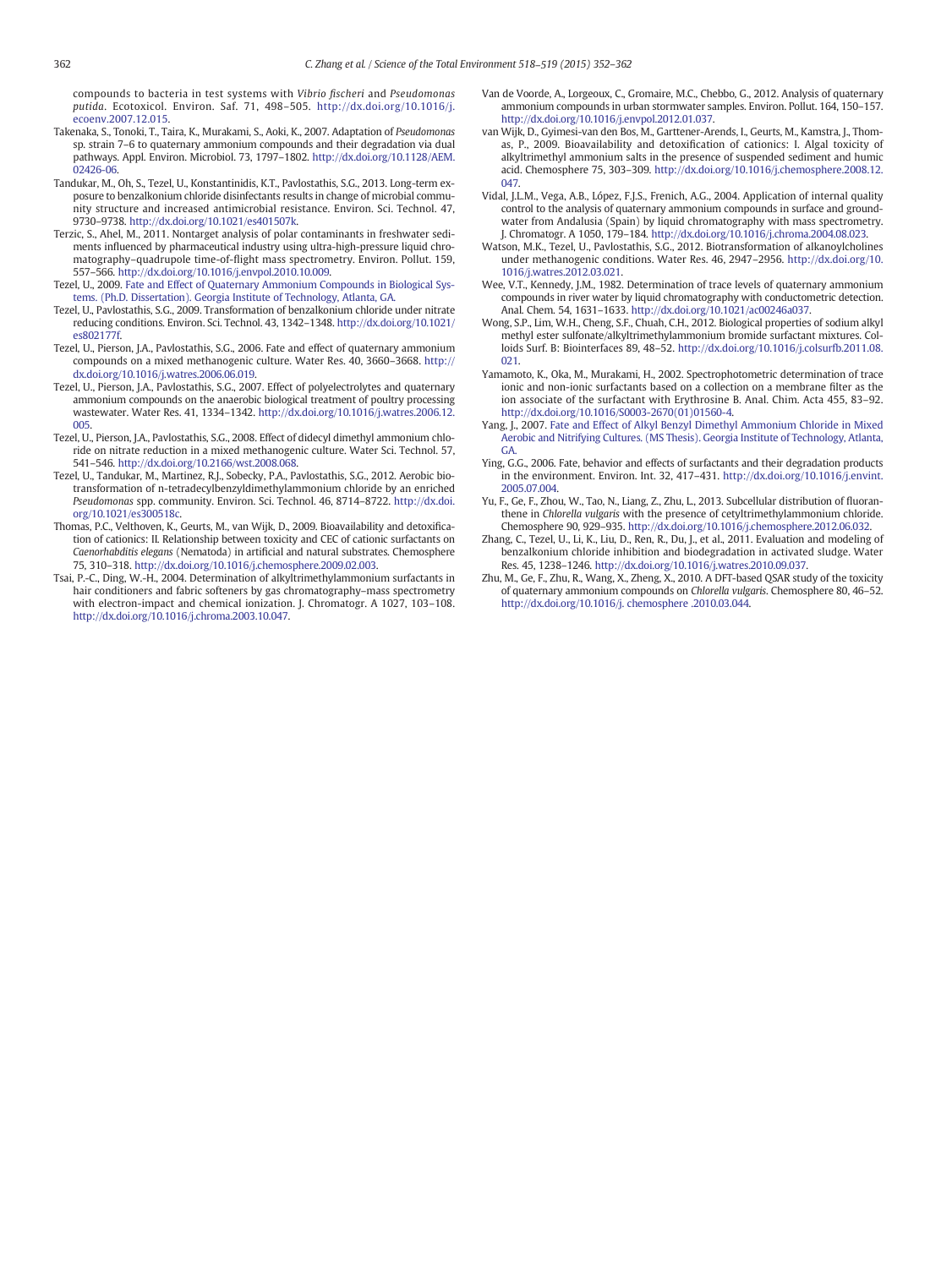compounds to bacteria in test systems with *Vibrio fischeri* and *Pseudomonas putida*. Ecotoxicol. Environ. Saf. 71, 498–505. http://dx.doi.org/10.1016/j.ecoenv.2007.12.015.

Takenaka, S., Tonoki, T., Taira, K., Murakami, S., Aoki, K., 2007. Adaptation of *Pseudomonas* sp. strain 7–6 to quaternary ammonium compounds and their degradation via dual pathways. Appl. Environ. Microbiol. 73, 1797–1802. http://dx.doi.org/10.1128/AEM.02426-06.

Tandukar, M., Oh, S., Tezel, U., Konstantinidis, K.T., Pavlostathis, S.G., 2013. Long-term exposure to benzalkonium chloride disinfectants results in change of microbial community structure and increased antimicrobial resistance. Environ. Sci. Technol. 47, 9730–9738. http://dx.doi.org/10.1021/es401507k.

Terzic, S., Ahel, M., 2011. Nontarget analysis of polar contaminants in freshwater sediments influenced by pharmaceutical industry using ultra-high-pressure liquid chromatography–quadrupole time-of-flight mass spectrometry. Environ. Pollut. 159, 557–566. http://dx.doi.org/10.1016/j.envpol.2010.10.009.

Tezel, U., 2009. Fate and Effect of Quaternary Ammonium Compounds in Biological Systems. (Ph.D. Dissertation). Georgia Institute of Technology, Atlanta, GA.

Tezel, U., Pavlostathis, S.G., 2009. Transformation of benzalkonium chloride under nitrate reducing conditions. Environ. Sci. Technol. 43, 1342–1348. http://dx.doi.org/10.1021/es802177f.

Tezel, U., Pierson, J.A., Pavlostathis, S.G., 2006. Fate and effect of quaternary ammonium compounds on a mixed methanogenic culture. Water Res. 40, 3660–3668. http://dx.doi.org/10.1016/j.watres.2006.06.019.

Tezel, U., Pierson, J.A., Pavlostathis, S.G., 2007. Effect of polyelectrolytes and quaternary ammonium compounds on the anaerobic biological treatment of poultry processing wastewater. Water Res. 41, 1334–1342. http://dx.doi.org/10.1016/j.watres.2006.12.005.

Tezel, U., Pierson, J.A., Pavlostathis, S.G., 2008. Effect of didecyl dimethyl ammonium chloride on nitrate reduction in a mixed methanogenic culture. Water Sci. Technol. 57, 541–546. http://dx.doi.org/10.2166/wst.2008.068.

Tezel, U., Tandukar, M., Martinez, R.J., Sobecky, P.A., Pavlostathis, S.G., 2012. Aerobic biotransformation of n-tetradecylbenzyldimethylammonium chloride by an enriched *Pseudomonas* spp. community. Environ. Sci. Technol. 46, 8714–8722. http://dx.doi.org/10.1021/es300518c.

Thomas, P.C., Velthoven, K., Geurts, M., van Wijk, D., 2009. Bioavailability and detoxification of cationics: II. Relationship between toxicity and CEC of cationic surfactants on *Caenorhabditis elegans* (Nematoda) in artificial and natural substrates. Chemosphere 75, 310–318. http://dx.doi.org/10.1016/j.chemosphere.2009.02.003.

Tsai, P.-C., Ding, W.-H., 2004. Determination of alkyltrimethylammonium surfactants in hair conditioners and fabric softeners by gas chromatography–mass spectrometry with electron-impact and chemical ionization. J. Chromatogr. A 1027, 103–108. http://dx.doi.org/10.1016/j.chroma.2003.10.047.

Van de Voorde, A., Lorgeoux, C., Gromaire, M.C., Chebbo, G., 2012. Analysis of quaternary ammonium compounds in urban stormwater samples. Environ. Pollut. 164, 150–157. http://dx.doi.org/10.1016/j.envpol.2012.01.037.

van Wijk, D., Gyimesi-van den Bos, M., Garttener-Arends, I., Geurts, M., Kamstra, J., Thomas, P., 2009. Bioavailability and detoxification of cationics: I. Algal toxicity of alkyltrimethyl ammonium salts in the presence of suspended sediment and humic acid. Chemosphere 75, 303–309. http://dx.doi.org/10.1016/j.chemosphere.2008.12.047.

Vidal, J.L.M., Vega, A.B., López, F.J.S., Frenich, A.G., 2004. Application of internal quality control to the analysis of quaternary ammonium compounds in surface and groundwater from Andalusia (Spain) by liquid chromatography with mass spectrometry. J. Chromatogr. A 1050, 179–184. http://dx.doi.org/10.1016/j.chroma.2004.08.023.

Watson, M.K., Tezel, U., Pavlostathis, S.G., 2012. Biotransformation of alkanoylcholines under methanogenic conditions. Water Res. 46, 2947–2956. http://dx.doi.org/10.1016/j.watres.2012.03.021.

Wee, V.T., Kennedy, J.M., 1982. Determination of trace levels of quaternary ammonium compounds in river water by liquid chromatography with conductometric detection. Anal. Chem. 54, 1631–1633. http://dx.doi.org/10.1021/ac00246a037.

Wong, S.P., Lim, W.H., Cheng, S.F., Chuah, C.H., 2012. Biological properties of sodium alkyl methyl ester sulfonate/alkyltrimethylammonium bromide surfactant mixtures. Colloids Surf. B: Biointerfaces 89, 48–52. http://dx.doi.org/10.1016/j.colsurfb.2011.08.021.

Yamamoto, K., Oka, M., Murakami, H., 2002. Spectrophotometric determination of trace ionic and non-ionic surfactants based on a collection on a membrane filter as the ion associate of the surfactant with Erythrosine B. Anal. Chim. Acta 455, 83–92. http://dx.doi.org/10.1016/S0003-2670(01)01560-4.

Yang, J., 2007. Fate and Effect of Alkyl Benzyl Dimethyl Ammonium Chloride in Mixed Aerobic and Nitrifying Cultures. (MS Thesis). Georgia Institute of Technology, Atlanta, GA.

Ying, G.G., 2006. Fate, behavior and effects of surfactants and their degradation products in the environment. Environ. Int. 32, 417–431. http://dx.doi.org/10.1016/j.envint.2005.07.004.

Yu, F., Ge, F., Zhou, W., Tao, N., Liang, Z., Zhu, L., 2013. Subcellular distribution of fluoranthene in *Chlorella vulgaris* with the presence of cetyltrimethylammonium chloride. Chemosphere 90, 929–935. http://dx.doi.org/10.1016/j.chemosphere.2012.06.032.

Zhang, C., Tezel, U., Li, K., Liu, D., Ren, R., Du, J., et al., 2011. Evaluation and modeling of benzalkonium chloride inhibition and biodegradation in activated sludge. Water Res. 45, 1238–1246. http://dx.doi.org/10.1016/j.watres.2010.09.037.

Zhu, M., Ge, F., Zhu, R., Wang, X., Zheng, X., 2010. A DFT-based QSAR study of the toxicity of quaternary ammonium compounds on *Chlorella vulgaris*. Chemosphere 80, 46–52. http://dx.doi.org/10.1016/j. chemosphere .2010.03.044.